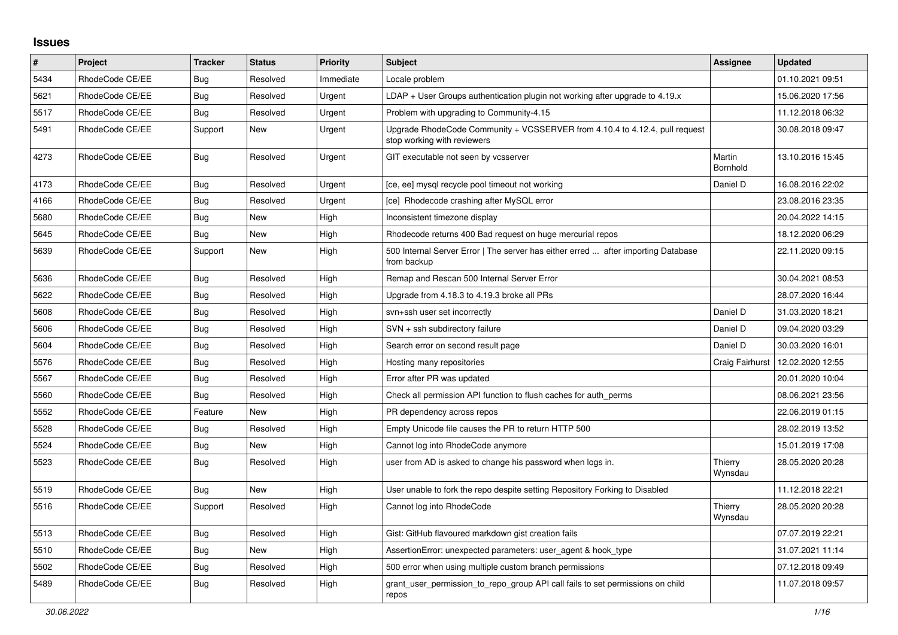# Issues

| # | Project | Tracker | Status | Priority | Subject | Assignee | Updated |
|---|---|---|---|---|---|---|---|
| 5434 | RhodeCode CE/EE | Bug | Resolved | Immediate | Locale problem | | 01.10.2021 09:51 |
| 5621 | RhodeCode CE/EE | Bug | Resolved | Urgent | LDAP + User Groups authentication plugin not working after upgrade to 4.19.x | | 15.06.2020 17:56 |
| 5517 | RhodeCode CE/EE | Bug | Resolved | Urgent | Problem with upgrading to Community-4.15 | | 11.12.2018 06:32 |
| 5491 | RhodeCode CE/EE | Support | New | Urgent | Upgrade RhodeCode Community + VCSSERVER from 4.10.4 to 4.12.4, pull request stop working with reviewers | | 30.08.2018 09:47 |
| 4273 | RhodeCode CE/EE | Bug | Resolved | Urgent | GIT executable not seen by vcsserver | Martin Bornhold | 13.10.2016 15:45 |
| 4173 | RhodeCode CE/EE | Bug | Resolved | Urgent | [ce, ee] mysql recycle pool timeout not working | Daniel D | 16.08.2016 22:02 |
| 4166 | RhodeCode CE/EE | Bug | Resolved | Urgent | [ce] Rhodecode crashing after MySQL error | | 23.08.2016 23:35 |
| 5680 | RhodeCode CE/EE | Bug | New | High | Inconsistent timezone display | | 20.04.2022 14:15 |
| 5645 | RhodeCode CE/EE | Bug | New | High | Rhodecode returns 400 Bad request on huge mercurial repos | | 18.12.2020 06:29 |
| 5639 | RhodeCode CE/EE | Support | New | High | 500 Internal Server Error \| The server has either erred ... after importing Database from backup | | 22.11.2020 09:15 |
| 5636 | RhodeCode CE/EE | Bug | Resolved | High | Remap and Rescan 500 Internal Server Error | | 30.04.2021 08:53 |
| 5622 | RhodeCode CE/EE | Bug | Resolved | High | Upgrade from 4.18.3 to 4.19.3 broke all PRs | | 28.07.2020 16:44 |
| 5608 | RhodeCode CE/EE | Bug | Resolved | High | svn+ssh user set incorrectly | Daniel D | 31.03.2020 18:21 |
| 5606 | RhodeCode CE/EE | Bug | Resolved | High | SVN + ssh subdirectory failure | Daniel D | 09.04.2020 03:29 |
| 5604 | RhodeCode CE/EE | Bug | Resolved | High | Search error on second result page | Daniel D | 30.03.2020 16:01 |
| 5576 | RhodeCode CE/EE | Bug | Resolved | High | Hosting many repositories | Craig Fairhurst | 12.02.2020 12:55 |
| 5567 | RhodeCode CE/EE | Bug | Resolved | High | Error after PR was updated | | 20.01.2020 10:04 |
| 5560 | RhodeCode CE/EE | Bug | Resolved | High | Check all permission API function to flush caches for auth_perms | | 08.06.2021 23:56 |
| 5552 | RhodeCode CE/EE | Feature | New | High | PR dependency across repos | | 22.06.2019 01:15 |
| 5528 | RhodeCode CE/EE | Bug | Resolved | High | Empty Unicode file causes the PR to return HTTP 500 | | 28.02.2019 13:52 |
| 5524 | RhodeCode CE/EE | Bug | New | High | Cannot log into RhodeCode anymore | | 15.01.2019 17:08 |
| 5523 | RhodeCode CE/EE | Bug | Resolved | High | user from AD is asked to change his password when logs in. | Thierry Wynsdau | 28.05.2020 20:28 |
| 5519 | RhodeCode CE/EE | Bug | New | High | User unable to fork the repo despite setting Repository Forking to Disabled | | 11.12.2018 22:21 |
| 5516 | RhodeCode CE/EE | Support | Resolved | High | Cannot log into RhodeCode | Thierry Wynsdau | 28.05.2020 20:28 |
| 5513 | RhodeCode CE/EE | Bug | Resolved | High | Gist: GitHub flavoured markdown gist creation fails | | 07.07.2019 22:21 |
| 5510 | RhodeCode CE/EE | Bug | New | High | AssertionError: unexpected parameters: user_agent & hook_type | | 31.07.2021 11:14 |
| 5502 | RhodeCode CE/EE | Bug | Resolved | High | 500 error when using multiple custom branch permissions | | 07.12.2018 09:49 |
| 5489 | RhodeCode CE/EE | Bug | Resolved | High | grant_user_permission_to_repo_group API call fails to set permissions on child repos | | 11.07.2018 09:57 |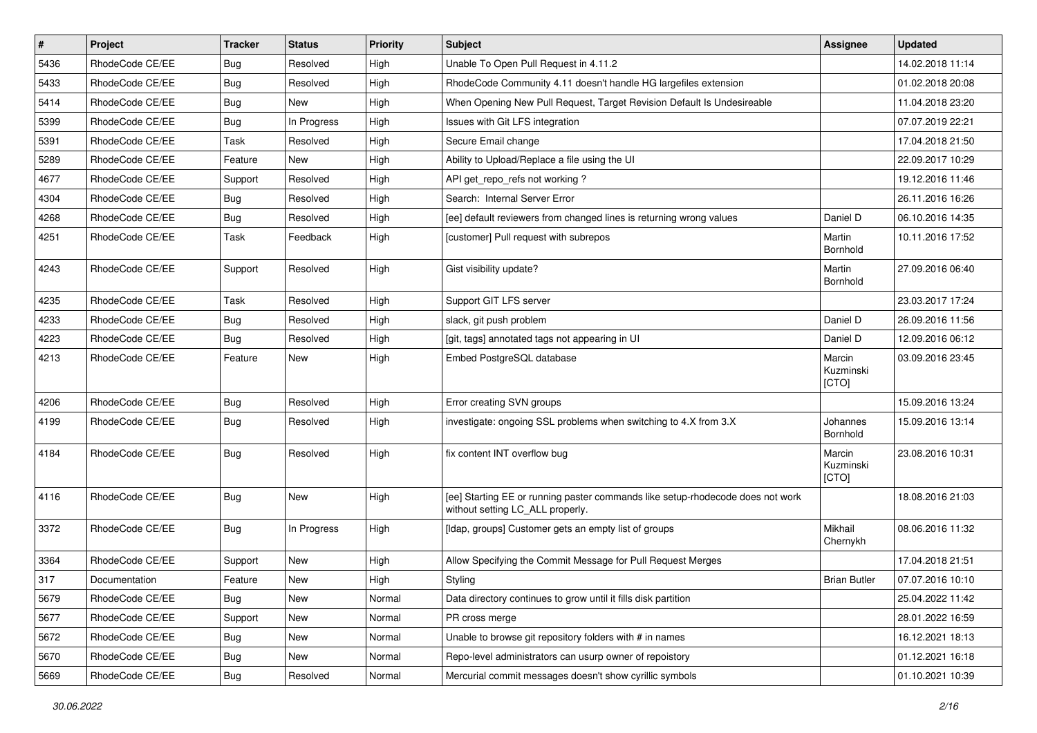| # | Project | Tracker | Status | Priority | Subject | Assignee | Updated |
| --- | --- | --- | --- | --- | --- | --- | --- |
| 5436 | RhodeCode CE/EE | Bug | Resolved | High | Unable To Open Pull Request in 4.11.2 | | 14.02.2018 11:14 |
| 5433 | RhodeCode CE/EE | Bug | Resolved | High | RhodeCode Community 4.11 doesn't handle HG largefiles extension | | 01.02.2018 20:08 |
| 5414 | RhodeCode CE/EE | Bug | New | High | When Opening New Pull Request, Target Revision Default Is Undesireable | | 11.04.2018 23:20 |
| 5399 | RhodeCode CE/EE | Bug | In Progress | High | Issues with Git LFS integration | | 07.07.2019 22:21 |
| 5391 | RhodeCode CE/EE | Task | Resolved | High | Secure Email change | | 17.04.2018 21:50 |
| 5289 | RhodeCode CE/EE | Feature | New | High | Ability to Upload/Replace a file using the UI | | 22.09.2017 10:29 |
| 4677 | RhodeCode CE/EE | Support | Resolved | High | API get_repo_refs not working ? | | 19.12.2016 11:46 |
| 4304 | RhodeCode CE/EE | Bug | Resolved | High | Search: Internal Server Error | | 26.11.2016 16:26 |
| 4268 | RhodeCode CE/EE | Bug | Resolved | High | [ee] default reviewers from changed lines is returning wrong values | Daniel D | 06.10.2016 14:35 |
| 4251 | RhodeCode CE/EE | Task | Feedback | High | [customer] Pull request with subrepos | Martin Bornhold | 10.11.2016 17:52 |
| 4243 | RhodeCode CE/EE | Support | Resolved | High | Gist visibility update? | Martin Bornhold | 27.09.2016 06:40 |
| 4235 | RhodeCode CE/EE | Task | Resolved | High | Support GIT LFS server | | 23.03.2017 17:24 |
| 4233 | RhodeCode CE/EE | Bug | Resolved | High | slack, git push problem | Daniel D | 26.09.2016 11:56 |
| 4223 | RhodeCode CE/EE | Bug | Resolved | High | [git, tags] annotated tags not appearing in UI | Daniel D | 12.09.2016 06:12 |
| 4213 | RhodeCode CE/EE | Feature | New | High | Embed PostgreSQL database | Marcin Kuzminski [CTO] | 03.09.2016 23:45 |
| 4206 | RhodeCode CE/EE | Bug | Resolved | High | Error creating SVN groups | | 15.09.2016 13:24 |
| 4199 | RhodeCode CE/EE | Bug | Resolved | High | investigate: ongoing SSL problems when switching to 4.X from 3.X | Johannes Bornhold | 15.09.2016 13:14 |
| 4184 | RhodeCode CE/EE | Bug | Resolved | High | fix content INT overflow bug | Marcin Kuzminski [CTO] | 23.08.2016 10:31 |
| 4116 | RhodeCode CE/EE | Bug | New | High | [ee] Starting EE or running paster commands like setup-rhodecode does not work without setting LC_ALL properly. | | 18.08.2016 21:03 |
| 3372 | RhodeCode CE/EE | Bug | In Progress | High | [ldap, groups] Customer gets an empty list of groups | Mikhail Chernykh | 08.06.2016 11:32 |
| 3364 | RhodeCode CE/EE | Support | New | High | Allow Specifying the Commit Message for Pull Request Merges | | 17.04.2018 21:51 |
| 317 | Documentation | Feature | New | High | Styling | Brian Butler | 07.07.2016 10:10 |
| 5679 | RhodeCode CE/EE | Bug | New | Normal | Data directory continues to grow until it fills disk partition | | 25.04.2022 11:42 |
| 5677 | RhodeCode CE/EE | Support | New | Normal | PR cross merge | | 28.01.2022 16:59 |
| 5672 | RhodeCode CE/EE | Bug | New | Normal | Unable to browse git repository folders with # in names | | 16.12.2021 18:13 |
| 5670 | RhodeCode CE/EE | Bug | New | Normal | Repo-level administrators can usurp owner of repoistory | | 01.12.2021 16:18 |
| 5669 | RhodeCode CE/EE | Bug | Resolved | Normal | Mercurial commit messages doesn't show cyrillic symbols | | 01.10.2021 10:39 |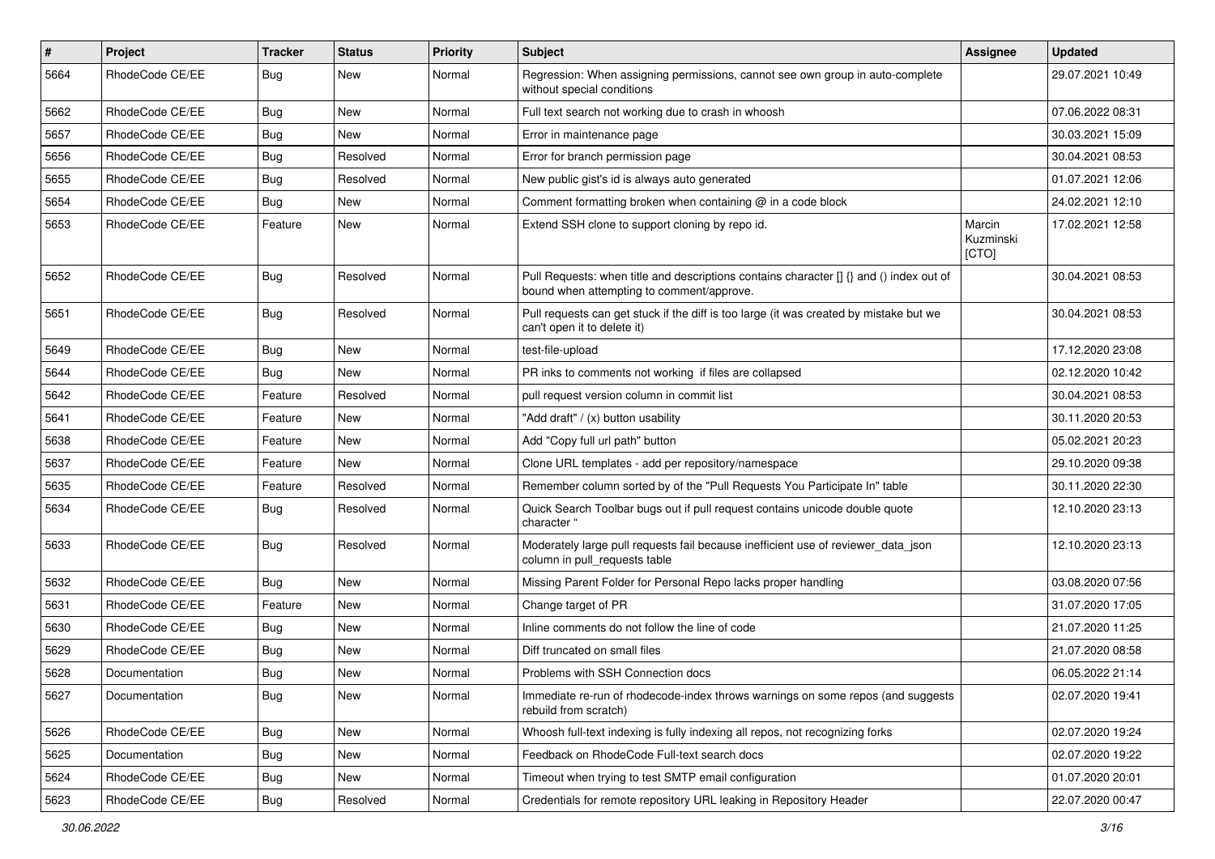| # | Project | Tracker | Status | Priority | Subject | Assignee | Updated |
|---|---|---|---|---|---|---|---|
| 5664 | RhodeCode CE/EE | Bug | New | Normal | Regression: When assigning permissions, cannot see own group in auto-complete without special conditions | | 29.07.2021 10:49 |
| 5662 | RhodeCode CE/EE | Bug | New | Normal | Full text search not working due to crash in whoosh | | 07.06.2022 08:31 |
| 5657 | RhodeCode CE/EE | Bug | New | Normal | Error in maintenance page | | 30.03.2021 15:09 |
| 5656 | RhodeCode CE/EE | Bug | Resolved | Normal | Error for branch permission page | | 30.04.2021 08:53 |
| 5655 | RhodeCode CE/EE | Bug | Resolved | Normal | New public gist's id is always auto generated | | 01.07.2021 12:06 |
| 5654 | RhodeCode CE/EE | Bug | New | Normal | Comment formatting broken when containing @ in a code block | | 24.02.2021 12:10 |
| 5653 | RhodeCode CE/EE | Feature | New | Normal | Extend SSH clone to support cloning by repo id. | Marcin Kuzminski [CTO] | 17.02.2021 12:58 |
| 5652 | RhodeCode CE/EE | Bug | Resolved | Normal | Pull Requests: when title and descriptions contains character [] {} and () index out of bound when attempting to comment/approve. | | 30.04.2021 08:53 |
| 5651 | RhodeCode CE/EE | Bug | Resolved | Normal | Pull requests can get stuck if the diff is too large (it was created by mistake but we can't open it to delete it) | | 30.04.2021 08:53 |
| 5649 | RhodeCode CE/EE | Bug | New | Normal | test-file-upload | | 17.12.2020 23:08 |
| 5644 | RhodeCode CE/EE | Bug | New | Normal | PR inks to comments not working if files are collapsed | | 02.12.2020 10:42 |
| 5642 | RhodeCode CE/EE | Feature | Resolved | Normal | pull request version column in commit list | | 30.04.2021 08:53 |
| 5641 | RhodeCode CE/EE | Feature | New | Normal | "Add draft" / (x) button usability | | 30.11.2020 20:53 |
| 5638 | RhodeCode CE/EE | Feature | New | Normal | Add "Copy full url path" button | | 05.02.2021 20:23 |
| 5637 | RhodeCode CE/EE | Feature | New | Normal | Clone URL templates - add per repository/namespace | | 29.10.2020 09:38 |
| 5635 | RhodeCode CE/EE | Feature | Resolved | Normal | Remember column sorted by of the "Pull Requests You Participate In" table | | 30.11.2020 22:30 |
| 5634 | RhodeCode CE/EE | Bug | Resolved | Normal | Quick Search Toolbar bugs out if pull request contains unicode double quote character " | | 12.10.2020 23:13 |
| 5633 | RhodeCode CE/EE | Bug | Resolved | Normal | Moderately large pull requests fail because inefficient use of reviewer_data_json column in pull_requests table | | 12.10.2020 23:13 |
| 5632 | RhodeCode CE/EE | Bug | New | Normal | Missing Parent Folder for Personal Repo lacks proper handling | | 03.08.2020 07:56 |
| 5631 | RhodeCode CE/EE | Feature | New | Normal | Change target of PR | | 31.07.2020 17:05 |
| 5630 | RhodeCode CE/EE | Bug | New | Normal | Inline comments do not follow the line of code | | 21.07.2020 11:25 |
| 5629 | RhodeCode CE/EE | Bug | New | Normal | Diff truncated on small files | | 21.07.2020 08:58 |
| 5628 | Documentation | Bug | New | Normal | Problems with SSH Connection docs | | 06.05.2022 21:14 |
| 5627 | Documentation | Bug | New | Normal | Immediate re-run of rhodecode-index throws warnings on some repos (and suggests rebuild from scratch) | | 02.07.2020 19:41 |
| 5626 | RhodeCode CE/EE | Bug | New | Normal | Whoosh full-text indexing is fully indexing all repos, not recognizing forks | | 02.07.2020 19:24 |
| 5625 | Documentation | Bug | New | Normal | Feedback on RhodeCode Full-text search docs | | 02.07.2020 19:22 |
| 5624 | RhodeCode CE/EE | Bug | New | Normal | Timeout when trying to test SMTP email configuration | | 01.07.2020 20:01 |
| 5623 | RhodeCode CE/EE | Bug | Resolved | Normal | Credentials for remote repository URL leaking in Repository Header | | 22.07.2020 00:47 |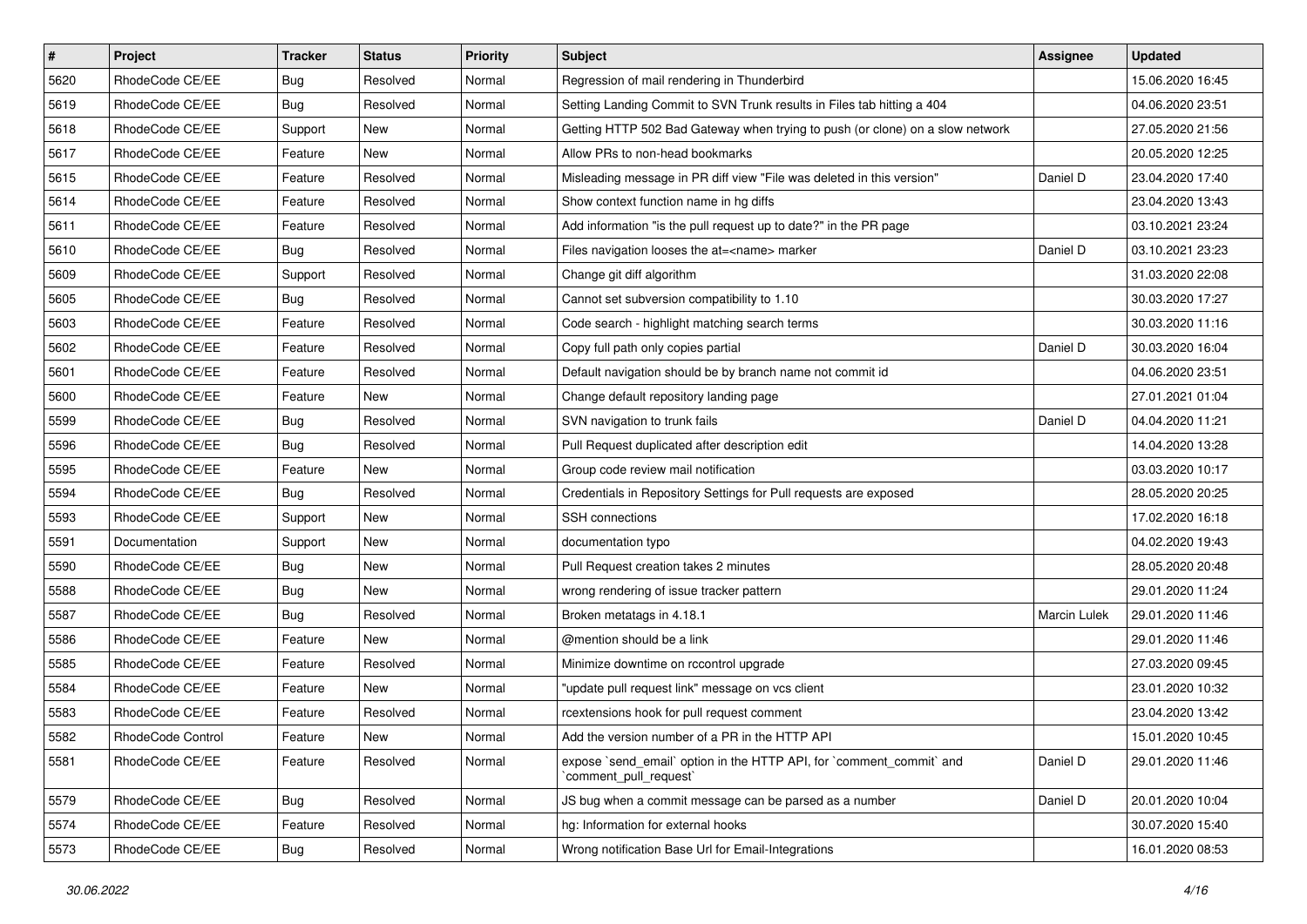| # | Project | Tracker | Status | Priority | Subject | Assignee | Updated |
|---|---|---|---|---|---|---|---|
| 5620 | RhodeCode CE/EE | Bug | Resolved | Normal | Regression of mail rendering in Thunderbird | | 15.06.2020 16:45 |
| 5619 | RhodeCode CE/EE | Bug | Resolved | Normal | Setting Landing Commit to SVN Trunk results in Files tab hitting a 404 | | 04.06.2020 23:51 |
| 5618 | RhodeCode CE/EE | Support | New | Normal | Getting HTTP 502 Bad Gateway when trying to push (or clone) on a slow network | | 27.05.2020 21:56 |
| 5617 | RhodeCode CE/EE | Feature | New | Normal | Allow PRs to non-head bookmarks | | 20.05.2020 12:25 |
| 5615 | RhodeCode CE/EE | Feature | Resolved | Normal | Misleading message in PR diff view "File was deleted in this version" | Daniel D | 23.04.2020 17:40 |
| 5614 | RhodeCode CE/EE | Feature | Resolved | Normal | Show context function name in hg diffs | | 23.04.2020 13:43 |
| 5611 | RhodeCode CE/EE | Feature | Resolved | Normal | Add information "is the pull request up to date?" in the PR page | | 03.10.2021 23:24 |
| 5610 | RhodeCode CE/EE | Bug | Resolved | Normal | Files navigation looses the at=<name> marker | Daniel D | 03.10.2021 23:23 |
| 5609 | RhodeCode CE/EE | Support | Resolved | Normal | Change git diff algorithm | | 31.03.2020 22:08 |
| 5605 | RhodeCode CE/EE | Bug | Resolved | Normal | Cannot set subversion compatibility to 1.10 | | 30.03.2020 17:27 |
| 5603 | RhodeCode CE/EE | Feature | Resolved | Normal | Code search - highlight matching search terms | | 30.03.2020 11:16 |
| 5602 | RhodeCode CE/EE | Feature | Resolved | Normal | Copy full path only copies partial | Daniel D | 30.03.2020 16:04 |
| 5601 | RhodeCode CE/EE | Feature | Resolved | Normal | Default navigation should be by branch name not commit id | | 04.06.2020 23:51 |
| 5600 | RhodeCode CE/EE | Feature | New | Normal | Change default repository landing page | | 27.01.2021 01:04 |
| 5599 | RhodeCode CE/EE | Bug | Resolved | Normal | SVN navigation to trunk fails | Daniel D | 04.04.2020 11:21 |
| 5596 | RhodeCode CE/EE | Bug | Resolved | Normal | Pull Request duplicated after description edit | | 14.04.2020 13:28 |
| 5595 | RhodeCode CE/EE | Feature | New | Normal | Group code review mail notification | | 03.03.2020 10:17 |
| 5594 | RhodeCode CE/EE | Bug | Resolved | Normal | Credentials in Repository Settings for Pull requests are exposed | | 28.05.2020 20:25 |
| 5593 | RhodeCode CE/EE | Support | New | Normal | SSH connections | | 17.02.2020 16:18 |
| 5591 | Documentation | Support | New | Normal | documentation typo | | 04.02.2020 19:43 |
| 5590 | RhodeCode CE/EE | Bug | New | Normal | Pull Request creation takes 2 minutes | | 28.05.2020 20:48 |
| 5588 | RhodeCode CE/EE | Bug | New | Normal | wrong rendering of issue tracker pattern | | 29.01.2020 11:24 |
| 5587 | RhodeCode CE/EE | Bug | Resolved | Normal | Broken metatags in 4.18.1 | Marcin Lulek | 29.01.2020 11:46 |
| 5586 | RhodeCode CE/EE | Feature | New | Normal | @mention should be a link | | 29.01.2020 11:46 |
| 5585 | RhodeCode CE/EE | Feature | Resolved | Normal | Minimize downtime on rccontrol upgrade | | 27.03.2020 09:45 |
| 5584 | RhodeCode CE/EE | Feature | New | Normal | "update pull request link" message on vcs client | | 23.01.2020 10:32 |
| 5583 | RhodeCode CE/EE | Feature | Resolved | Normal | rcextensions hook for pull request comment | | 23.04.2020 13:42 |
| 5582 | RhodeCode Control | Feature | New | Normal | Add the version number of a PR in the HTTP API | | 15.01.2020 10:45 |
| 5581 | RhodeCode CE/EE | Feature | Resolved | Normal | expose `send_email` option in the HTTP API, for `comment_commit` and `comment_pull_request` | Daniel D | 29.01.2020 11:46 |
| 5579 | RhodeCode CE/EE | Bug | Resolved | Normal | JS bug when a commit message can be parsed as a number | Daniel D | 20.01.2020 10:04 |
| 5574 | RhodeCode CE/EE | Feature | Resolved | Normal | hg: Information for external hooks | | 30.07.2020 15:40 |
| 5573 | RhodeCode CE/EE | Bug | Resolved | Normal | Wrong notification Base Url for Email-Integrations | | 16.01.2020 08:53 |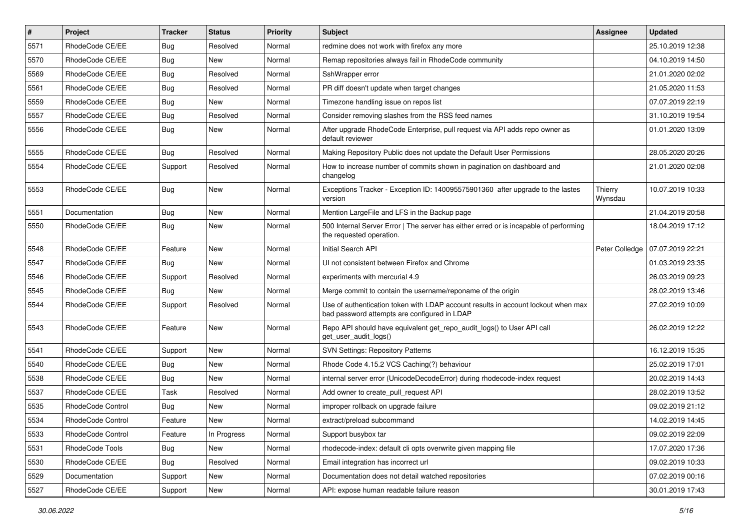| # | Project | Tracker | Status | Priority | Subject | Assignee | Updated |
|---|---|---|---|---|---|---|---|
| 5571 | RhodeCode CE/EE | Bug | Resolved | Normal | redmine does not work with firefox any more | | 25.10.2019 12:38 |
| 5570 | RhodeCode CE/EE | Bug | New | Normal | Remap repositories always fail in RhodeCode community | | 04.10.2019 14:50 |
| 5569 | RhodeCode CE/EE | Bug | Resolved | Normal | SshWrapper error | | 21.01.2020 02:02 |
| 5561 | RhodeCode CE/EE | Bug | Resolved | Normal | PR diff doesn't update when target changes | | 21.05.2020 11:53 |
| 5559 | RhodeCode CE/EE | Bug | New | Normal | Timezone handling issue on repos list | | 07.07.2019 22:19 |
| 5557 | RhodeCode CE/EE | Bug | Resolved | Normal | Consider removing slashes from the RSS feed names | | 31.10.2019 19:54 |
| 5556 | RhodeCode CE/EE | Bug | New | Normal | After upgrade RhodeCode Enterprise, pull request via API adds repo owner as default reviewer | | 01.01.2020 13:09 |
| 5555 | RhodeCode CE/EE | Bug | Resolved | Normal | Making Repository Public does not update the Default User Permissions | | 28.05.2020 20:26 |
| 5554 | RhodeCode CE/EE | Support | Resolved | Normal | How to increase number of commits shown in pagination on dashboard and changelog | | 21.01.2020 02:08 |
| 5553 | RhodeCode CE/EE | Bug | New | Normal | Exceptions Tracker - Exception ID: 140095575901360 after upgrade to the lastes version | Thierry Wynsdau | 10.07.2019 10:33 |
| 5551 | Documentation | Bug | New | Normal | Mention LargeFile and LFS in the Backup page | | 21.04.2019 20:58 |
| 5550 | RhodeCode CE/EE | Bug | New | Normal | 500 Internal Server Error \| The server has either erred or is incapable of performing the requested operation. | | 18.04.2019 17:12 |
| 5548 | RhodeCode CE/EE | Feature | New | Normal | Initial Search API | Peter Colledge | 07.07.2019 22:21 |
| 5547 | RhodeCode CE/EE | Bug | New | Normal | UI not consistent between Firefox and Chrome | | 01.03.2019 23:35 |
| 5546 | RhodeCode CE/EE | Support | Resolved | Normal | experiments with mercurial 4.9 | | 26.03.2019 09:23 |
| 5545 | RhodeCode CE/EE | Bug | New | Normal | Merge commit to contain the username/reponame of the origin | | 28.02.2019 13:46 |
| 5544 | RhodeCode CE/EE | Support | Resolved | Normal | Use of authentication token with LDAP account results in account lockout when max bad password attempts are configured in LDAP | | 27.02.2019 10:09 |
| 5543 | RhodeCode CE/EE | Feature | New | Normal | Repo API should have equivalent get_repo_audit_logs() to User API call get_user_audit_logs() | | 26.02.2019 12:22 |
| 5541 | RhodeCode CE/EE | Support | New | Normal | SVN Settings: Repository Patterns | | 16.12.2019 15:35 |
| 5540 | RhodeCode CE/EE | Bug | New | Normal | Rhode Code 4.15.2 VCS Caching(?) behaviour | | 25.02.2019 17:01 |
| 5538 | RhodeCode CE/EE | Bug | New | Normal | internal server error (UnicodeDecodeError) during rhodecode-index request | | 20.02.2019 14:43 |
| 5537 | RhodeCode CE/EE | Task | Resolved | Normal | Add owner to create_pull_request API | | 28.02.2019 13:52 |
| 5535 | RhodeCode Control | Bug | New | Normal | improper rollback on upgrade failure | | 09.02.2019 21:12 |
| 5534 | RhodeCode Control | Feature | New | Normal | extract/preload subcommand | | 14.02.2019 14:45 |
| 5533 | RhodeCode Control | Feature | In Progress | Normal | Support busybox tar | | 09.02.2019 22:09 |
| 5531 | RhodeCode Tools | Bug | New | Normal | rhodecode-index: default cli opts overwrite given mapping file | | 17.07.2020 17:36 |
| 5530 | RhodeCode CE/EE | Bug | Resolved | Normal | Email integration has incorrect url | | 09.02.2019 10:33 |
| 5529 | Documentation | Support | New | Normal | Documentation does not detail watched repositories | | 07.02.2019 00:16 |
| 5527 | RhodeCode CE/EE | Support | New | Normal | API: expose human readable failure reason | | 30.01.2019 17:43 |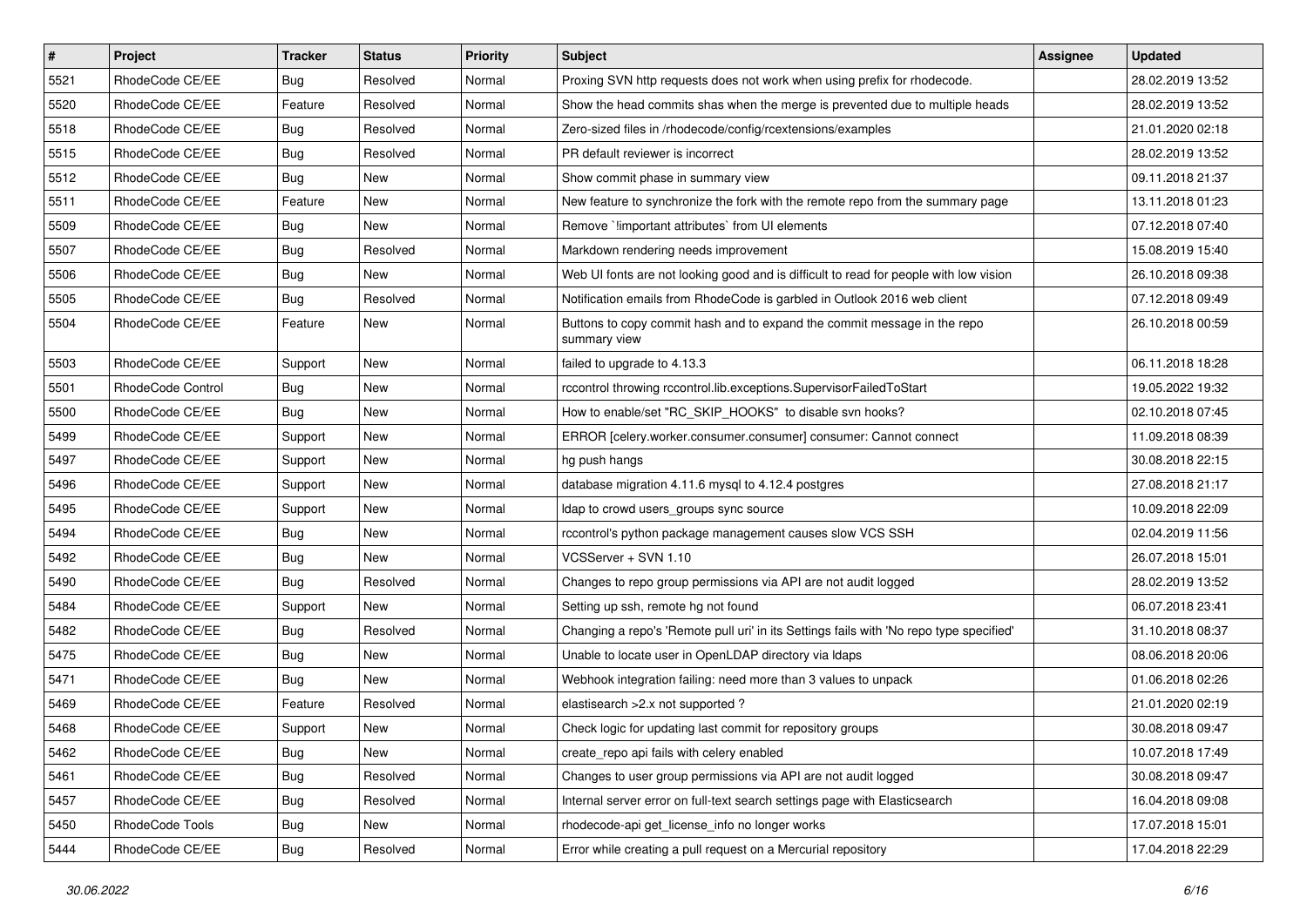| # | Project | Tracker | Status | Priority | Subject | Assignee | Updated |
|---|---|---|---|---|---|---|---|
| 5521 | RhodeCode CE/EE | Bug | Resolved | Normal | Proxing SVN http requests does not work when using prefix for rhodecode. | | 28.02.2019 13:52 |
| 5520 | RhodeCode CE/EE | Feature | Resolved | Normal | Show the head commits shas when the merge is prevented due to multiple heads | | 28.02.2019 13:52 |
| 5518 | RhodeCode CE/EE | Bug | Resolved | Normal | Zero-sized files in /rhodecode/config/rcextensions/examples | | 21.01.2020 02:18 |
| 5515 | RhodeCode CE/EE | Bug | Resolved | Normal | PR default reviewer is incorrect | | 28.02.2019 13:52 |
| 5512 | RhodeCode CE/EE | Bug | New | Normal | Show commit phase in summary view | | 09.11.2018 21:37 |
| 5511 | RhodeCode CE/EE | Feature | New | Normal | New feature to synchronize the fork with the remote repo from the summary page | | 13.11.2018 01:23 |
| 5509 | RhodeCode CE/EE | Bug | New | Normal | Remove `!important attributes` from UI elements | | 07.12.2018 07:40 |
| 5507 | RhodeCode CE/EE | Bug | Resolved | Normal | Markdown rendering needs improvement | | 15.08.2019 15:40 |
| 5506 | RhodeCode CE/EE | Bug | New | Normal | Web UI fonts are not looking good and is difficult to read for people with low vision | | 26.10.2018 09:38 |
| 5505 | RhodeCode CE/EE | Bug | Resolved | Normal | Notification emails from RhodeCode is garbled in Outlook 2016 web client | | 07.12.2018 09:49 |
| 5504 | RhodeCode CE/EE | Feature | New | Normal | Buttons to copy commit hash and to expand the commit message in the repo summary view | | 26.10.2018 00:59 |
| 5503 | RhodeCode CE/EE | Support | New | Normal | failed to upgrade to 4.13.3 | | 06.11.2018 18:28 |
| 5501 | RhodeCode Control | Bug | New | Normal | rccontrol throwing rccontrol.lib.exceptions.SupervisorFailedToStart | | 19.05.2022 19:32 |
| 5500 | RhodeCode CE/EE | Bug | New | Normal | How to enable/set "RC_SKIP_HOOKS" to disable svn hooks? | | 02.10.2018 07:45 |
| 5499 | RhodeCode CE/EE | Support | New | Normal | ERROR [celery.worker.consumer.consumer] consumer: Cannot connect | | 11.09.2018 08:39 |
| 5497 | RhodeCode CE/EE | Support | New | Normal | hg push hangs | | 30.08.2018 22:15 |
| 5496 | RhodeCode CE/EE | Support | New | Normal | database migration 4.11.6 mysql to 4.12.4 postgres | | 27.08.2018 21:17 |
| 5495 | RhodeCode CE/EE | Support | New | Normal | ldap to crowd users_groups sync source | | 10.09.2018 22:09 |
| 5494 | RhodeCode CE/EE | Bug | New | Normal | rccontrol's python package management causes slow VCS SSH | | 02.04.2019 11:56 |
| 5492 | RhodeCode CE/EE | Bug | New | Normal | VCSServer + SVN 1.10 | | 26.07.2018 15:01 |
| 5490 | RhodeCode CE/EE | Bug | Resolved | Normal | Changes to repo group permissions via API are not audit logged | | 28.02.2019 13:52 |
| 5484 | RhodeCode CE/EE | Support | New | Normal | Setting up ssh, remote hg not found | | 06.07.2018 23:41 |
| 5482 | RhodeCode CE/EE | Bug | Resolved | Normal | Changing a repo's 'Remote pull uri' in its Settings fails with 'No repo type specified' | | 31.10.2018 08:37 |
| 5475 | RhodeCode CE/EE | Bug | New | Normal | Unable to locate user in OpenLDAP directory via ldaps | | 08.06.2018 20:06 |
| 5471 | RhodeCode CE/EE | Bug | New | Normal | Webhook integration failing: need more than 3 values to unpack | | 01.06.2018 02:26 |
| 5469 | RhodeCode CE/EE | Feature | Resolved | Normal | elastisearch >2.x not supported ? | | 21.01.2020 02:19 |
| 5468 | RhodeCode CE/EE | Support | New | Normal | Check logic for updating last commit for repository groups | | 30.08.2018 09:47 |
| 5462 | RhodeCode CE/EE | Bug | New | Normal | create_repo api fails with celery enabled | | 10.07.2018 17:49 |
| 5461 | RhodeCode CE/EE | Bug | Resolved | Normal | Changes to user group permissions via API are not audit logged | | 30.08.2018 09:47 |
| 5457 | RhodeCode CE/EE | Bug | Resolved | Normal | Internal server error on full-text search settings page with Elasticsearch | | 16.04.2018 09:08 |
| 5450 | RhodeCode Tools | Bug | New | Normal | rhodecode-api get_license_info no longer works | | 17.07.2018 15:01 |
| 5444 | RhodeCode CE/EE | Bug | Resolved | Normal | Error while creating a pull request on a Mercurial repository | | 17.04.2018 22:29 |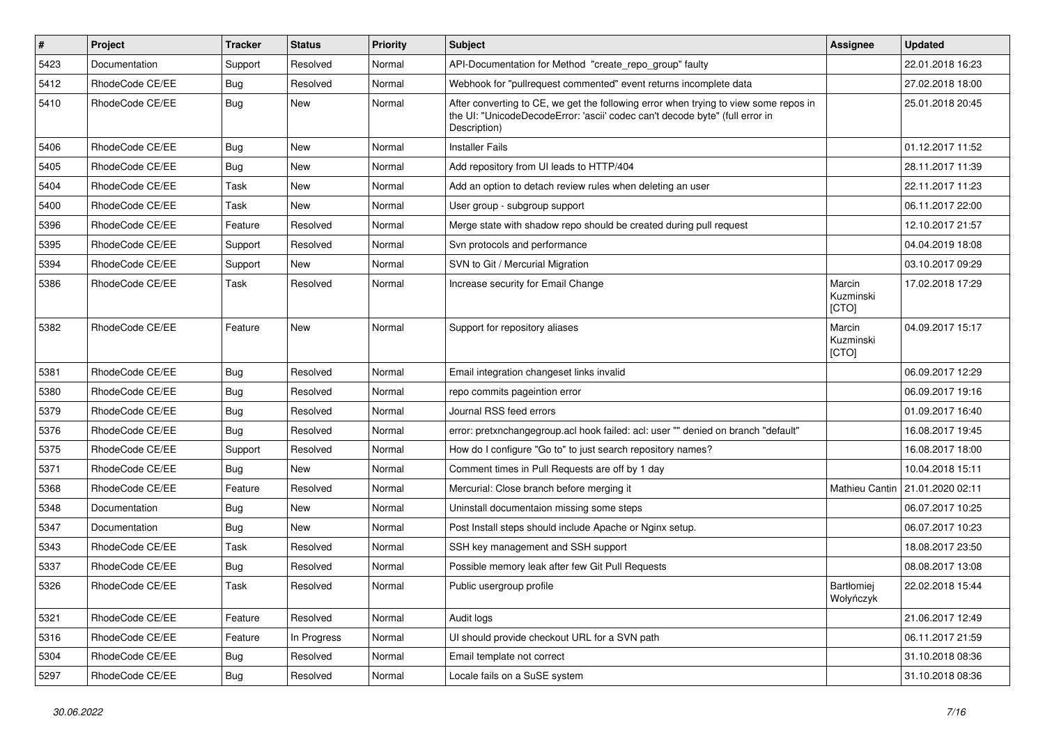| # | Project | Tracker | Status | Priority | Subject | Assignee | Updated |
|---|---|---|---|---|---|---|---|
| 5423 | Documentation | Support | Resolved | Normal | API-Documentation for Method "create_repo_group" faulty | | 22.01.2018 16:23 |
| 5412 | RhodeCode CE/EE | Bug | Resolved | Normal | Webhook for "pullrequest commented" event returns incomplete data | | 27.02.2018 18:00 |
| 5410 | RhodeCode CE/EE | Bug | New | Normal | After converting to CE, we get the following error when trying to view some repos in the UI: "UnicodeDecodeError: 'ascii' codec can't decode byte" (full error in Description) | | 25.01.2018 20:45 |
| 5406 | RhodeCode CE/EE | Bug | New | Normal | Installer Fails | | 01.12.2017 11:52 |
| 5405 | RhodeCode CE/EE | Bug | New | Normal | Add repository from UI leads to HTTP/404 | | 28.11.2017 11:39 |
| 5404 | RhodeCode CE/EE | Task | New | Normal | Add an option to detach review rules when deleting an user | | 22.11.2017 11:23 |
| 5400 | RhodeCode CE/EE | Task | New | Normal | User group - subgroup support | | 06.11.2017 22:00 |
| 5396 | RhodeCode CE/EE | Feature | Resolved | Normal | Merge state with shadow repo should be created during pull request | | 12.10.2017 21:57 |
| 5395 | RhodeCode CE/EE | Support | Resolved | Normal | Svn protocols and performance | | 04.04.2019 18:08 |
| 5394 | RhodeCode CE/EE | Support | New | Normal | SVN to Git / Mercurial Migration | | 03.10.2017 09:29 |
| 5386 | RhodeCode CE/EE | Task | Resolved | Normal | Increase security for Email Change | Marcin Kuzminski [CTO] | 17.02.2018 17:29 |
| 5382 | RhodeCode CE/EE | Feature | New | Normal | Support for repository aliases | Marcin Kuzminski [CTO] | 04.09.2017 15:17 |
| 5381 | RhodeCode CE/EE | Bug | Resolved | Normal | Email integration changeset links invalid | | 06.09.2017 12:29 |
| 5380 | RhodeCode CE/EE | Bug | Resolved | Normal | repo commits pageintion error | | 06.09.2017 19:16 |
| 5379 | RhodeCode CE/EE | Bug | Resolved | Normal | Journal RSS feed errors | | 01.09.2017 16:40 |
| 5376 | RhodeCode CE/EE | Bug | Resolved | Normal | error: pretxnchangegroup.acl hook failed: acl: user "" denied on branch "default" | | 16.08.2017 19:45 |
| 5375 | RhodeCode CE/EE | Support | Resolved | Normal | How do I configure "Go to" to just search repository names? | | 16.08.2017 18:00 |
| 5371 | RhodeCode CE/EE | Bug | New | Normal | Comment times in Pull Requests are off by 1 day | | 10.04.2018 15:11 |
| 5368 | RhodeCode CE/EE | Feature | Resolved | Normal | Mercurial: Close branch before merging it | Mathieu Cantin | 21.01.2020 02:11 |
| 5348 | Documentation | Bug | New | Normal | Uninstall documentaion missing some steps | | 06.07.2017 10:25 |
| 5347 | Documentation | Bug | New | Normal | Post Install steps should include Apache or Nginx setup. | | 06.07.2017 10:23 |
| 5343 | RhodeCode CE/EE | Task | Resolved | Normal | SSH key management and SSH support | | 18.08.2017 23:50 |
| 5337 | RhodeCode CE/EE | Bug | Resolved | Normal | Possible memory leak after few Git Pull Requests | | 08.08.2017 13:08 |
| 5326 | RhodeCode CE/EE | Task | Resolved | Normal | Public usergroup profile | Bartłomiej Wołyńczyk | 22.02.2018 15:44 |
| 5321 | RhodeCode CE/EE | Feature | Resolved | Normal | Audit logs | | 21.06.2017 12:49 |
| 5316 | RhodeCode CE/EE | Feature | In Progress | Normal | UI should provide checkout URL for a SVN path | | 06.11.2017 21:59 |
| 5304 | RhodeCode CE/EE | Bug | Resolved | Normal | Email template not correct | | 31.10.2018 08:36 |
| 5297 | RhodeCode CE/EE | Bug | Resolved | Normal | Locale fails on a SuSE system | | 31.10.2018 08:36 |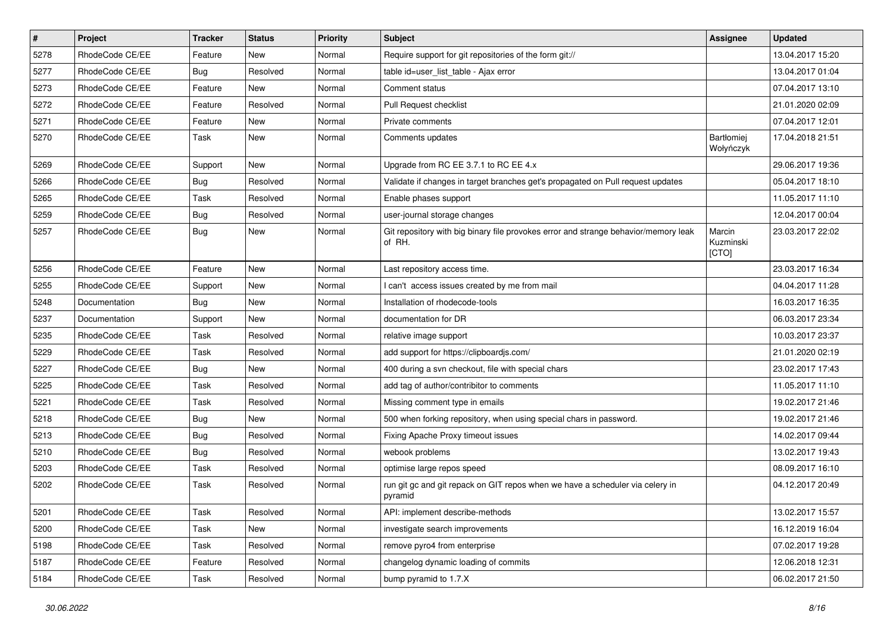| # | Project | Tracker | Status | Priority | Subject | Assignee | Updated |
|---|---|---|---|---|---|---|---|
| 5278 | RhodeCode CE/EE | Feature | New | Normal | Require support for git repositories of the form git:// | | 13.04.2017 15:20 |
| 5277 | RhodeCode CE/EE | Bug | Resolved | Normal | table id=user_list_table - Ajax error | | 13.04.2017 01:04 |
| 5273 | RhodeCode CE/EE | Feature | New | Normal | Comment status | | 07.04.2017 13:10 |
| 5272 | RhodeCode CE/EE | Feature | Resolved | Normal | Pull Request checklist | | 21.01.2020 02:09 |
| 5271 | RhodeCode CE/EE | Feature | New | Normal | Private comments | | 07.04.2017 12:01 |
| 5270 | RhodeCode CE/EE | Task | New | Normal | Comments updates | Bartłomiej Wołyńczyk | 17.04.2018 21:51 |
| 5269 | RhodeCode CE/EE | Support | New | Normal | Upgrade from RC EE 3.7.1 to RC EE 4.x | | 29.06.2017 19:36 |
| 5266 | RhodeCode CE/EE | Bug | Resolved | Normal | Validate if changes in target branches get's propagated on Pull request updates | | 05.04.2017 18:10 |
| 5265 | RhodeCode CE/EE | Task | Resolved | Normal | Enable phases support | | 11.05.2017 11:10 |
| 5259 | RhodeCode CE/EE | Bug | Resolved | Normal | user-journal storage changes | | 12.04.2017 00:04 |
| 5257 | RhodeCode CE/EE | Bug | New | Normal | Git repository with big binary file provokes error and strange behavior/memory leak of RH. | Marcin Kuzminski [CTO] | 23.03.2017 22:02 |
| 5256 | RhodeCode CE/EE | Feature | New | Normal | Last repository access time. | | 23.03.2017 16:34 |
| 5255 | RhodeCode CE/EE | Support | New | Normal | I can't access issues created by me from mail | | 04.04.2017 11:28 |
| 5248 | Documentation | Bug | New | Normal | Installation of rhodecode-tools | | 16.03.2017 16:35 |
| 5237 | Documentation | Support | New | Normal | documentation for DR | | 06.03.2017 23:34 |
| 5235 | RhodeCode CE/EE | Task | Resolved | Normal | relative image support | | 10.03.2017 23:37 |
| 5229 | RhodeCode CE/EE | Task | Resolved | Normal | add support for https://clipboardjs.com/ | | 21.01.2020 02:19 |
| 5227 | RhodeCode CE/EE | Bug | New | Normal | 400 during a svn checkout, file with special chars | | 23.02.2017 17:43 |
| 5225 | RhodeCode CE/EE | Task | Resolved | Normal | add tag of author/contribitor to comments | | 11.05.2017 11:10 |
| 5221 | RhodeCode CE/EE | Task | Resolved | Normal | Missing comment type in emails | | 19.02.2017 21:46 |
| 5218 | RhodeCode CE/EE | Bug | New | Normal | 500 when forking repository, when using special chars in password. | | 19.02.2017 21:46 |
| 5213 | RhodeCode CE/EE | Bug | Resolved | Normal | Fixing Apache Proxy timeout issues | | 14.02.2017 09:44 |
| 5210 | RhodeCode CE/EE | Bug | Resolved | Normal | webook problems | | 13.02.2017 19:43 |
| 5203 | RhodeCode CE/EE | Task | Resolved | Normal | optimise large repos speed | | 08.09.2017 16:10 |
| 5202 | RhodeCode CE/EE | Task | Resolved | Normal | run git gc and git repack on GIT repos when we have a scheduler via celery in pyramid | | 04.12.2017 20:49 |
| 5201 | RhodeCode CE/EE | Task | Resolved | Normal | API: implement describe-methods | | 13.02.2017 15:57 |
| 5200 | RhodeCode CE/EE | Task | New | Normal | investigate search improvements | | 16.12.2019 16:04 |
| 5198 | RhodeCode CE/EE | Task | Resolved | Normal | remove pyro4 from enterprise | | 07.02.2017 19:28 |
| 5187 | RhodeCode CE/EE | Feature | Resolved | Normal | changelog dynamic loading of commits | | 12.06.2018 12:31 |
| 5184 | RhodeCode CE/EE | Task | Resolved | Normal | bump pyramid to 1.7.X | | 06.02.2017 21:50 |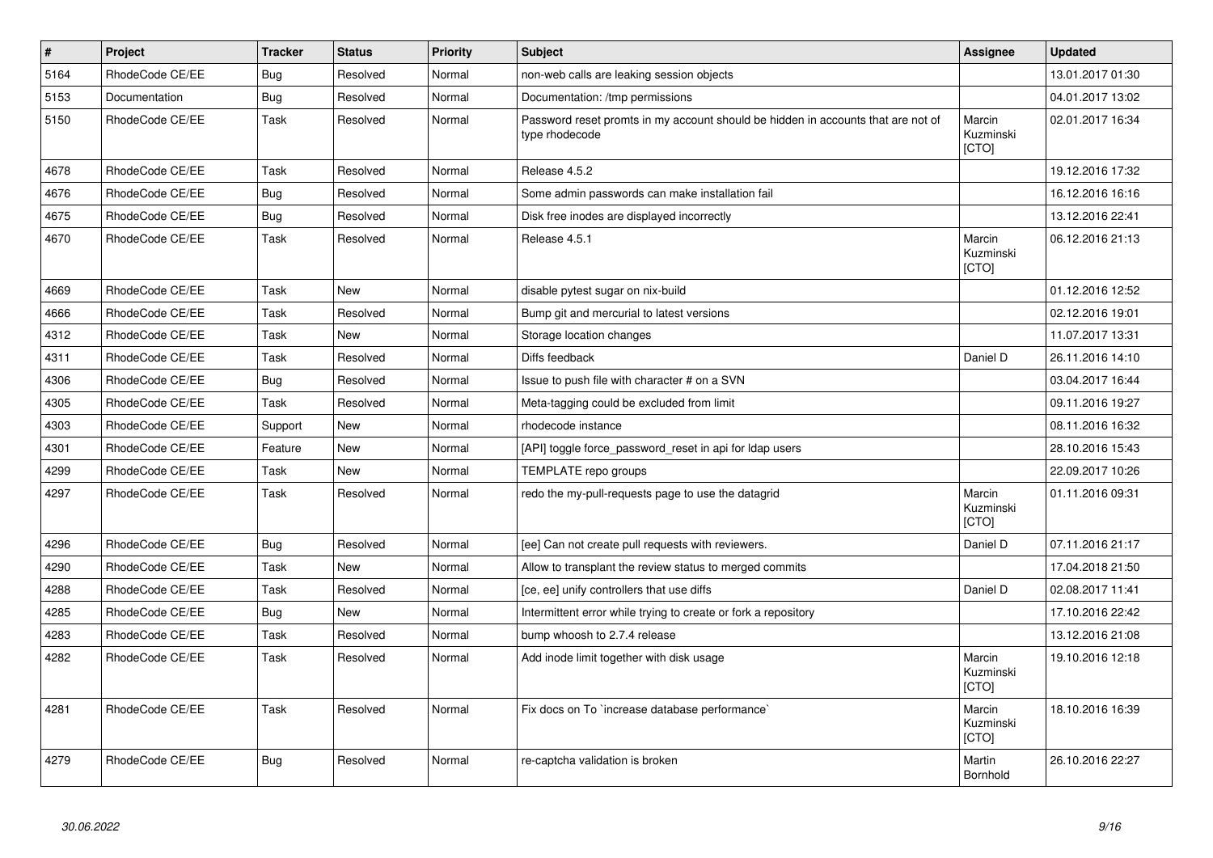| # | Project | Tracker | Status | Priority | Subject | Assignee | Updated |
|---|---|---|---|---|---|---|---|
| 5164 | RhodeCode CE/EE | Bug | Resolved | Normal | non-web calls are leaking session objects | | 13.01.2017 01:30 |
| 5153 | Documentation | Bug | Resolved | Normal | Documentation: /tmp permissions | | 04.01.2017 13:02 |
| 5150 | RhodeCode CE/EE | Task | Resolved | Normal | Password reset promts in my account should be hidden in accounts that are not of type rhodecode | Marcin Kuzminski [CTO] | 02.01.2017 16:34 |
| 4678 | RhodeCode CE/EE | Task | Resolved | Normal | Release 4.5.2 | | 19.12.2016 17:32 |
| 4676 | RhodeCode CE/EE | Bug | Resolved | Normal | Some admin passwords can make installation fail | | 16.12.2016 16:16 |
| 4675 | RhodeCode CE/EE | Bug | Resolved | Normal | Disk free inodes are displayed incorrectly | | 13.12.2016 22:41 |
| 4670 | RhodeCode CE/EE | Task | Resolved | Normal | Release 4.5.1 | Marcin Kuzminski [CTO] | 06.12.2016 21:13 |
| 4669 | RhodeCode CE/EE | Task | New | Normal | disable pytest sugar on nix-build | | 01.12.2016 12:52 |
| 4666 | RhodeCode CE/EE | Task | Resolved | Normal | Bump git and mercurial to latest versions | | 02.12.2016 19:01 |
| 4312 | RhodeCode CE/EE | Task | New | Normal | Storage location changes | | 11.07.2017 13:31 |
| 4311 | RhodeCode CE/EE | Task | Resolved | Normal | Diffs feedback | Daniel D | 26.11.2016 14:10 |
| 4306 | RhodeCode CE/EE | Bug | Resolved | Normal | Issue to push file with character # on a SVN | | 03.04.2017 16:44 |
| 4305 | RhodeCode CE/EE | Task | Resolved | Normal | Meta-tagging could be excluded from limit | | 09.11.2016 19:27 |
| 4303 | RhodeCode CE/EE | Support | New | Normal | rhodecode instance | | 08.11.2016 16:32 |
| 4301 | RhodeCode CE/EE | Feature | New | Normal | [API] toggle force_password_reset in api for ldap users | | 28.10.2016 15:43 |
| 4299 | RhodeCode CE/EE | Task | New | Normal | TEMPLATE repo groups | | 22.09.2017 10:26 |
| 4297 | RhodeCode CE/EE | Task | Resolved | Normal | redo the my-pull-requests page to use the datagrid | Marcin Kuzminski [CTO] | 01.11.2016 09:31 |
| 4296 | RhodeCode CE/EE | Bug | Resolved | Normal | [ee] Can not create pull requests with reviewers. | Daniel D | 07.11.2016 21:17 |
| 4290 | RhodeCode CE/EE | Task | New | Normal | Allow to transplant the review status to merged commits | | 17.04.2018 21:50 |
| 4288 | RhodeCode CE/EE | Task | Resolved | Normal | [ce, ee] unify controllers that use diffs | Daniel D | 02.08.2017 11:41 |
| 4285 | RhodeCode CE/EE | Bug | New | Normal | Intermittent error while trying to create or fork a repository | | 17.10.2016 22:42 |
| 4283 | RhodeCode CE/EE | Task | Resolved | Normal | bump whoosh to 2.7.4 release | | 13.12.2016 21:08 |
| 4282 | RhodeCode CE/EE | Task | Resolved | Normal | Add inode limit together with disk usage | Marcin Kuzminski [CTO] | 19.10.2016 12:18 |
| 4281 | RhodeCode CE/EE | Task | Resolved | Normal | Fix docs on To `increase database performance` | Marcin Kuzminski [CTO] | 18.10.2016 16:39 |
| 4279 | RhodeCode CE/EE | Bug | Resolved | Normal | re-captcha validation is broken | Martin Bornhold | 26.10.2016 22:27 |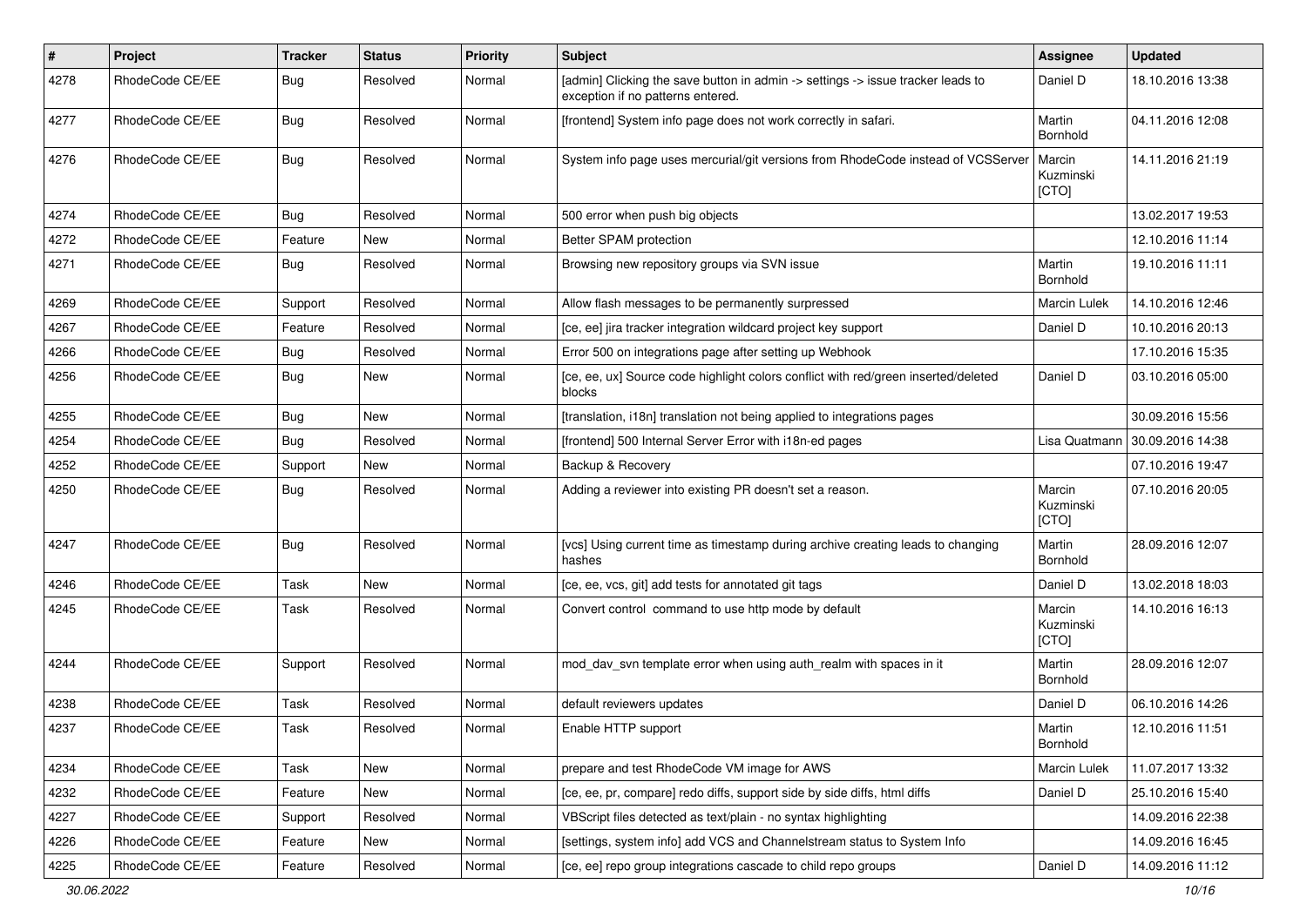| # | Project | Tracker | Status | Priority | Subject | Assignee | Updated |
|---|---|---|---|---|---|---|---|
| 4278 | RhodeCode CE/EE | Bug | Resolved | Normal | [admin] Clicking the save button in admin -> settings -> issue tracker leads to exception if no patterns entered. | Daniel D | 18.10.2016 13:38 |
| 4277 | RhodeCode CE/EE | Bug | Resolved | Normal | [frontend] System info page does not work correctly in safari. | Martin Bornhold | 04.11.2016 12:08 |
| 4276 | RhodeCode CE/EE | Bug | Resolved | Normal | System info page uses mercurial/git versions from RhodeCode instead of VCSServer | Marcin Kuzminski [CTO] | 14.11.2016 21:19 |
| 4274 | RhodeCode CE/EE | Bug | Resolved | Normal | 500 error when push big objects | | 13.02.2017 19:53 |
| 4272 | RhodeCode CE/EE | Feature | New | Normal | Better SPAM protection | | 12.10.2016 11:14 |
| 4271 | RhodeCode CE/EE | Bug | Resolved | Normal | Browsing new repository groups via SVN issue | Martin Bornhold | 19.10.2016 11:11 |
| 4269 | RhodeCode CE/EE | Support | Resolved | Normal | Allow flash messages to be permanently surpressed | Marcin Lulek | 14.10.2016 12:46 |
| 4267 | RhodeCode CE/EE | Feature | Resolved | Normal | [ce, ee] jira tracker integration wildcard project key support | Daniel D | 10.10.2016 20:13 |
| 4266 | RhodeCode CE/EE | Bug | Resolved | Normal | Error 500 on integrations page after setting up Webhook | | 17.10.2016 15:35 |
| 4256 | RhodeCode CE/EE | Bug | New | Normal | [ce, ee, ux] Source code highlight colors conflict with red/green inserted/deleted blocks | Daniel D | 03.10.2016 05:00 |
| 4255 | RhodeCode CE/EE | Bug | New | Normal | [translation, i18n] translation not being applied to integrations pages | | 30.09.2016 15:56 |
| 4254 | RhodeCode CE/EE | Bug | Resolved | Normal | [frontend] 500 Internal Server Error with i18n-ed pages | Lisa Quatmann | 30.09.2016 14:38 |
| 4252 | RhodeCode CE/EE | Support | New | Normal | Backup & Recovery | | 07.10.2016 19:47 |
| 4250 | RhodeCode CE/EE | Bug | Resolved | Normal | Adding a reviewer into existing PR doesn't set a reason. | Marcin Kuzminski [CTO] | 07.10.2016 20:05 |
| 4247 | RhodeCode CE/EE | Bug | Resolved | Normal | [vcs] Using current time as timestamp during archive creating leads to changing hashes | Martin Bornhold | 28.09.2016 12:07 |
| 4246 | RhodeCode CE/EE | Task | New | Normal | [ce, ee, vcs, git] add tests for annotated git tags | Daniel D | 13.02.2018 18:03 |
| 4245 | RhodeCode CE/EE | Task | Resolved | Normal | Convert control command to use http mode by default | Marcin Kuzminski [CTO] | 14.10.2016 16:13 |
| 4244 | RhodeCode CE/EE | Support | Resolved | Normal | mod_dav_svn template error when using auth_realm with spaces in it | Martin Bornhold | 28.09.2016 12:07 |
| 4238 | RhodeCode CE/EE | Task | Resolved | Normal | default reviewers updates | Daniel D | 06.10.2016 14:26 |
| 4237 | RhodeCode CE/EE | Task | Resolved | Normal | Enable HTTP support | Martin Bornhold | 12.10.2016 11:51 |
| 4234 | RhodeCode CE/EE | Task | New | Normal | prepare and test RhodeCode VM image for AWS | Marcin Lulek | 11.07.2017 13:32 |
| 4232 | RhodeCode CE/EE | Feature | New | Normal | [ce, ee, pr, compare] redo diffs, support side by side diffs, html diffs | Daniel D | 25.10.2016 15:40 |
| 4227 | RhodeCode CE/EE | Support | Resolved | Normal | VBScript files detected as text/plain - no syntax highlighting | | 14.09.2016 22:38 |
| 4226 | RhodeCode CE/EE | Feature | New | Normal | [settings, system info] add VCS and Channelstream status to System Info | | 14.09.2016 16:45 |
| 4225 | RhodeCode CE/EE | Feature | Resolved | Normal | [ce, ee] repo group integrations cascade to child repo groups | Daniel D | 14.09.2016 11:12 |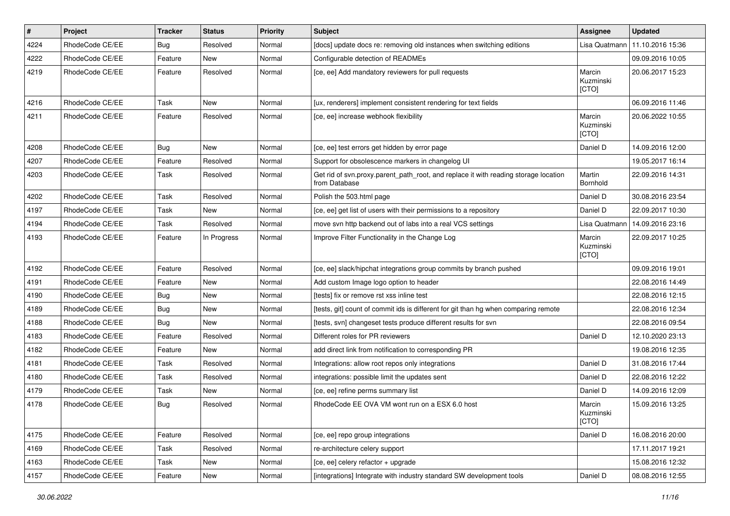| # | Project | Tracker | Status | Priority | Subject | Assignee | Updated |
|---|---|---|---|---|---|---|---|
| 4224 | RhodeCode CE/EE | Bug | Resolved | Normal | [docs] update docs re: removing old instances when switching editions | Lisa Quatmann | 11.10.2016 15:36 |
| 4222 | RhodeCode CE/EE | Feature | New | Normal | Configurable detection of READMEs | | 09.09.2016 10:05 |
| 4219 | RhodeCode CE/EE | Feature | Resolved | Normal | [ce, ee] Add mandatory reviewers for pull requests | Marcin Kuzminski [CTO] | 20.06.2017 15:23 |
| 4216 | RhodeCode CE/EE | Task | New | Normal | [ux, renderers] implement consistent rendering for text fields | | 06.09.2016 11:46 |
| 4211 | RhodeCode CE/EE | Feature | Resolved | Normal | [ce, ee] increase webhook flexibility | Marcin Kuzminski [CTO] | 20.06.2022 10:55 |
| 4208 | RhodeCode CE/EE | Bug | New | Normal | [ce, ee] test errors get hidden by error page | Daniel D | 14.09.2016 12:00 |
| 4207 | RhodeCode CE/EE | Feature | Resolved | Normal | Support for obsolescence markers in changelog UI | | 19.05.2017 16:14 |
| 4203 | RhodeCode CE/EE | Task | Resolved | Normal | Get rid of svn.proxy.parent_path_root, and replace it with reading storage location from Database | Martin Bornhold | 22.09.2016 14:31 |
| 4202 | RhodeCode CE/EE | Task | Resolved | Normal | Polish the 503.html page | Daniel D | 30.08.2016 23:54 |
| 4197 | RhodeCode CE/EE | Task | New | Normal | [ce, ee] get list of users with their permissions to a repository | Daniel D | 22.09.2017 10:30 |
| 4194 | RhodeCode CE/EE | Task | Resolved | Normal | move svn http backend out of labs into a real VCS settings | Lisa Quatmann | 14.09.2016 23:16 |
| 4193 | RhodeCode CE/EE | Feature | In Progress | Normal | Improve Filter Functionality in the Change Log | Marcin Kuzminski [CTO] | 22.09.2017 10:25 |
| 4192 | RhodeCode CE/EE | Feature | Resolved | Normal | [ce, ee] slack/hipchat integrations group commits by branch pushed | | 09.09.2016 19:01 |
| 4191 | RhodeCode CE/EE | Feature | New | Normal | Add custom Image logo option to header | | 22.08.2016 14:49 |
| 4190 | RhodeCode CE/EE | Bug | New | Normal | [tests] fix or remove rst xss inline test | | 22.08.2016 12:15 |
| 4189 | RhodeCode CE/EE | Bug | New | Normal | [tests, git] count of commit ids is different for git than hg when comparing remote | | 22.08.2016 12:34 |
| 4188 | RhodeCode CE/EE | Bug | New | Normal | [tests, svn] changeset tests produce different results for svn | | 22.08.2016 09:54 |
| 4183 | RhodeCode CE/EE | Feature | Resolved | Normal | Different roles for PR reviewers | Daniel D | 12.10.2020 23:13 |
| 4182 | RhodeCode CE/EE | Feature | New | Normal | add direct link from notification to corresponding PR | | 19.08.2016 12:35 |
| 4181 | RhodeCode CE/EE | Task | Resolved | Normal | Integrations: allow root repos only integrations | Daniel D | 31.08.2016 17:44 |
| 4180 | RhodeCode CE/EE | Task | Resolved | Normal | integrations: possible limit the updates sent | Daniel D | 22.08.2016 12:22 |
| 4179 | RhodeCode CE/EE | Task | New | Normal | [ce, ee] refine perms summary list | Daniel D | 14.09.2016 12:09 |
| 4178 | RhodeCode CE/EE | Bug | Resolved | Normal | RhodeCode EE OVA VM wont run on a ESX 6.0 host | Marcin Kuzminski [CTO] | 15.09.2016 13:25 |
| 4175 | RhodeCode CE/EE | Feature | Resolved | Normal | [ce, ee] repo group integrations | Daniel D | 16.08.2016 20:00 |
| 4169 | RhodeCode CE/EE | Task | Resolved | Normal | re-architecture celery support | | 17.11.2017 19:21 |
| 4163 | RhodeCode CE/EE | Task | New | Normal | [ce, ee] celery refactor + upgrade | | 15.08.2016 12:32 |
| 4157 | RhodeCode CE/EE | Feature | New | Normal | [integrations] Integrate with industry standard SW development tools | Daniel D | 08.08.2016 12:55 |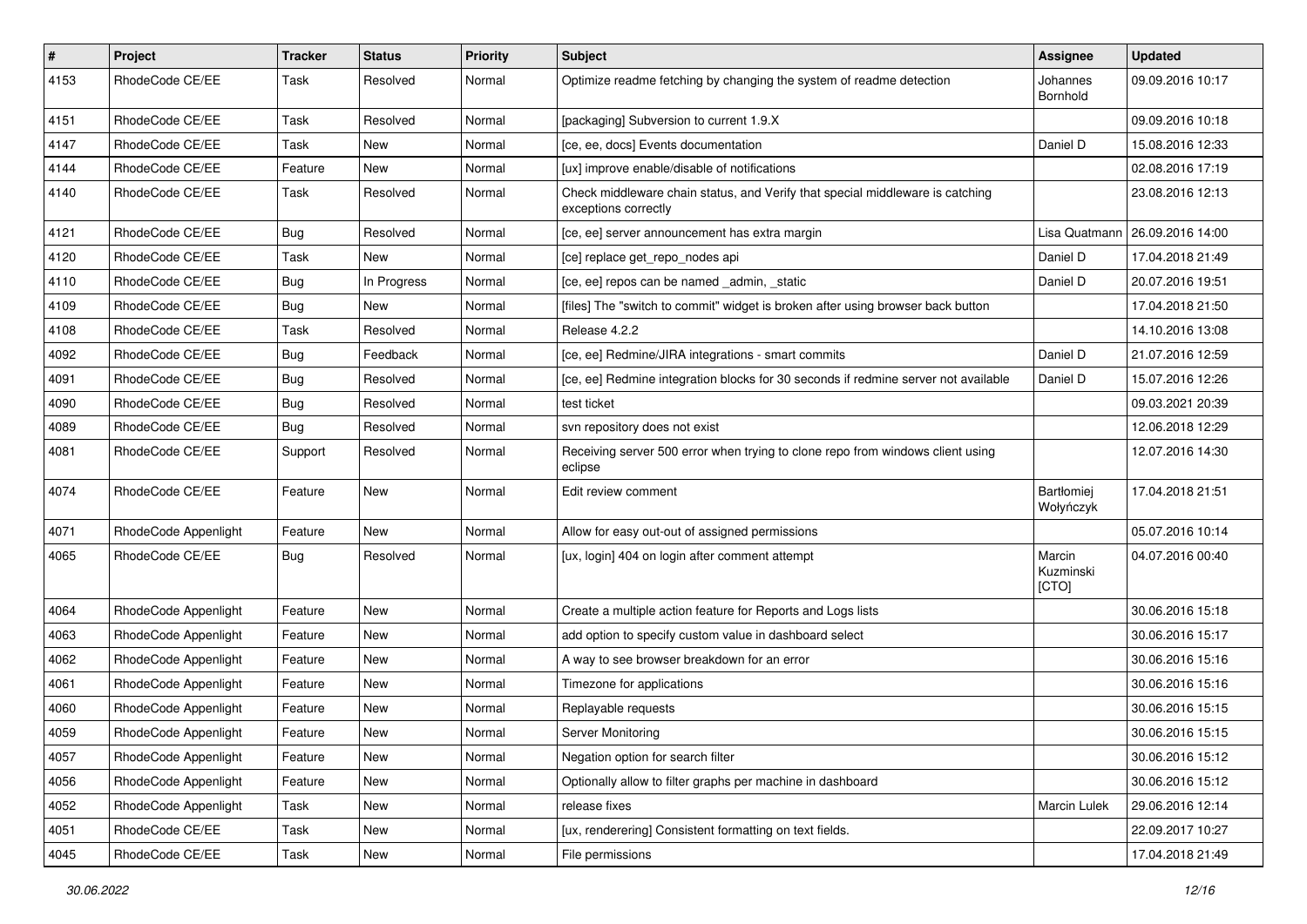| # | Project | Tracker | Status | Priority | Subject | Assignee | Updated |
|---|---|---|---|---|---|---|---|
| 4153 | RhodeCode CE/EE | Task | Resolved | Normal | Optimize readme fetching by changing the system of readme detection | Johannes Bornhold | 09.09.2016 10:17 |
| 4151 | RhodeCode CE/EE | Task | Resolved | Normal | [packaging] Subversion to current 1.9.X | | 09.09.2016 10:18 |
| 4147 | RhodeCode CE/EE | Task | New | Normal | [ce, ee, docs] Events documentation | Daniel D | 15.08.2016 12:33 |
| 4144 | RhodeCode CE/EE | Feature | New | Normal | [ux] improve enable/disable of notifications | | 02.08.2016 17:19 |
| 4140 | RhodeCode CE/EE | Task | Resolved | Normal | Check middleware chain status, and Verify that special middleware is catching exceptions correctly | | 23.08.2016 12:13 |
| 4121 | RhodeCode CE/EE | Bug | Resolved | Normal | [ce, ee] server announcement has extra margin | Lisa Quatmann | 26.09.2016 14:00 |
| 4120 | RhodeCode CE/EE | Task | New | Normal | [ce] replace get_repo_nodes api | Daniel D | 17.04.2018 21:49 |
| 4110 | RhodeCode CE/EE | Bug | In Progress | Normal | [ce, ee] repos can be named _admin, _static | Daniel D | 20.07.2016 19:51 |
| 4109 | RhodeCode CE/EE | Bug | New | Normal | [files] The "switch to commit" widget is broken after using browser back button | | 17.04.2018 21:50 |
| 4108 | RhodeCode CE/EE | Task | Resolved | Normal | Release 4.2.2 | | 14.10.2016 13:08 |
| 4092 | RhodeCode CE/EE | Bug | Feedback | Normal | [ce, ee] Redmine/JIRA integrations - smart commits | Daniel D | 21.07.2016 12:59 |
| 4091 | RhodeCode CE/EE | Bug | Resolved | Normal | [ce, ee] Redmine integration blocks for 30 seconds if redmine server not available | Daniel D | 15.07.2016 12:26 |
| 4090 | RhodeCode CE/EE | Bug | Resolved | Normal | test ticket | | 09.03.2021 20:39 |
| 4089 | RhodeCode CE/EE | Bug | Resolved | Normal | svn repository does not exist | | 12.06.2018 12:29 |
| 4081 | RhodeCode CE/EE | Support | Resolved | Normal | Receiving server 500 error when trying to clone repo from windows client using eclipse | | 12.07.2016 14:30 |
| 4074 | RhodeCode CE/EE | Feature | New | Normal | Edit review comment | Bartłomiej Wołyńczyk | 17.04.2018 21:51 |
| 4071 | RhodeCode Appenlight | Feature | New | Normal | Allow for easy out-out of assigned permissions | | 05.07.2016 10:14 |
| 4065 | RhodeCode CE/EE | Bug | Resolved | Normal | [ux, login] 404 on login after comment attempt | Marcin Kuzminski [CTO] | 04.07.2016 00:40 |
| 4064 | RhodeCode Appenlight | Feature | New | Normal | Create a multiple action feature for Reports and Logs lists | | 30.06.2016 15:18 |
| 4063 | RhodeCode Appenlight | Feature | New | Normal | add option to specify custom value in dashboard select | | 30.06.2016 15:17 |
| 4062 | RhodeCode Appenlight | Feature | New | Normal | A way to see browser breakdown for an error | | 30.06.2016 15:16 |
| 4061 | RhodeCode Appenlight | Feature | New | Normal | Timezone for applications | | 30.06.2016 15:16 |
| 4060 | RhodeCode Appenlight | Feature | New | Normal | Replayable requests | | 30.06.2016 15:15 |
| 4059 | RhodeCode Appenlight | Feature | New | Normal | Server Monitoring | | 30.06.2016 15:15 |
| 4057 | RhodeCode Appenlight | Feature | New | Normal | Negation option for search filter | | 30.06.2016 15:12 |
| 4056 | RhodeCode Appenlight | Feature | New | Normal | Optionally allow to filter graphs per machine in dashboard | | 30.06.2016 15:12 |
| 4052 | RhodeCode Appenlight | Task | New | Normal | release fixes | Marcin Lulek | 29.06.2016 12:14 |
| 4051 | RhodeCode CE/EE | Task | New | Normal | [ux, renderering] Consistent formatting on text fields. | | 22.09.2017 10:27 |
| 4045 | RhodeCode CE/EE | Task | New | Normal | File permissions | | 17.04.2018 21:49 |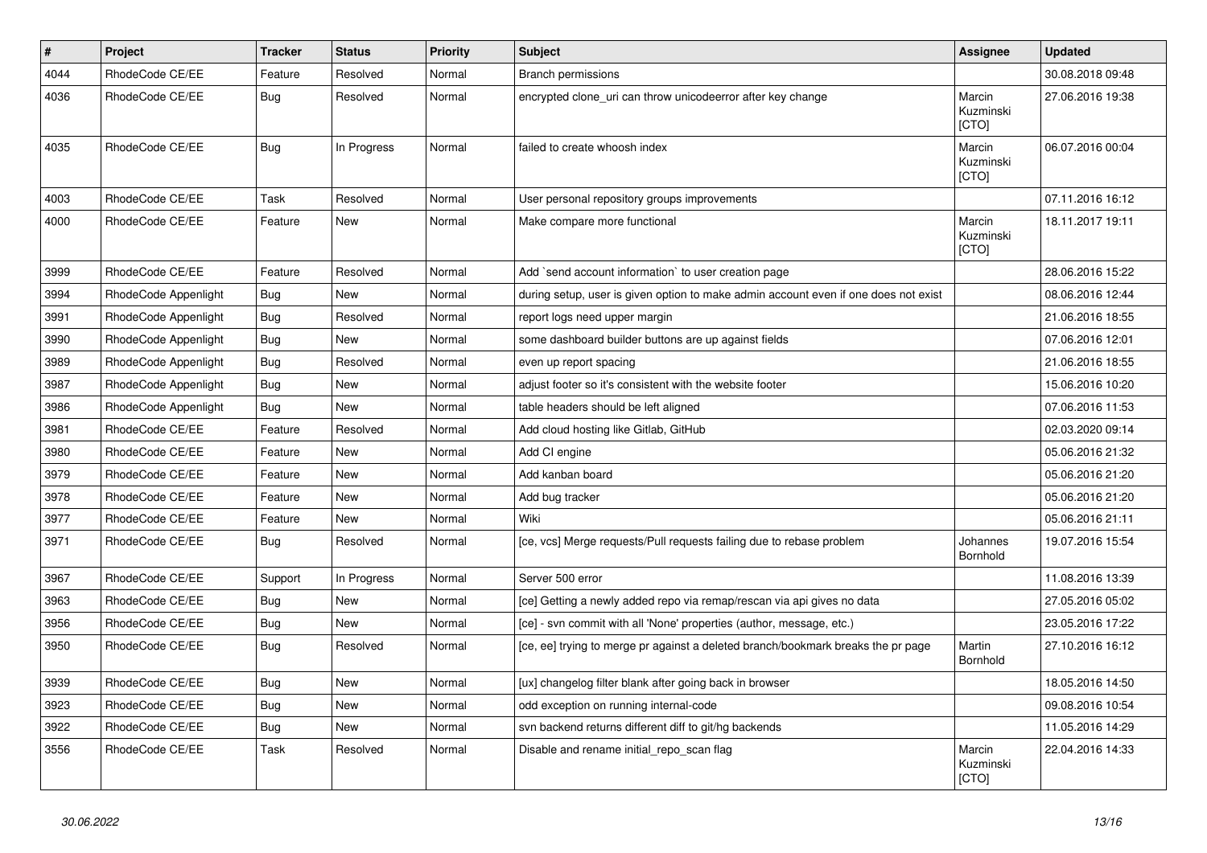| # | Project | Tracker | Status | Priority | Subject | Assignee | Updated |
| --- | --- | --- | --- | --- | --- | --- | --- |
| 4044 | RhodeCode CE/EE | Feature | Resolved | Normal | Branch permissions | | 30.08.2018 09:48 |
| 4036 | RhodeCode CE/EE | Bug | Resolved | Normal | encrypted clone_uri can throw unicodeerror after key change | Marcin Kuzminski [CTO] | 27.06.2016 19:38 |
| 4035 | RhodeCode CE/EE | Bug | In Progress | Normal | failed to create whoosh index | Marcin Kuzminski [CTO] | 06.07.2016 00:04 |
| 4003 | RhodeCode CE/EE | Task | Resolved | Normal | User personal repository groups improvements | | 07.11.2016 16:12 |
| 4000 | RhodeCode CE/EE | Feature | New | Normal | Make compare more functional | Marcin Kuzminski [CTO] | 18.11.2017 19:11 |
| 3999 | RhodeCode CE/EE | Feature | Resolved | Normal | Add `send account information` to user creation page | | 28.06.2016 15:22 |
| 3994 | RhodeCode Appenlight | Bug | New | Normal | during setup, user is given option to make admin account even if one does not exist | | 08.06.2016 12:44 |
| 3991 | RhodeCode Appenlight | Bug | Resolved | Normal | report logs need upper margin | | 21.06.2016 18:55 |
| 3990 | RhodeCode Appenlight | Bug | New | Normal | some dashboard builder buttons are up against fields | | 07.06.2016 12:01 |
| 3989 | RhodeCode Appenlight | Bug | Resolved | Normal | even up report spacing | | 21.06.2016 18:55 |
| 3987 | RhodeCode Appenlight | Bug | New | Normal | adjust footer so it's consistent with the website footer | | 15.06.2016 10:20 |
| 3986 | RhodeCode Appenlight | Bug | New | Normal | table headers should be left aligned | | 07.06.2016 11:53 |
| 3981 | RhodeCode CE/EE | Feature | Resolved | Normal | Add cloud hosting like Gitlab, GitHub | | 02.03.2020 09:14 |
| 3980 | RhodeCode CE/EE | Feature | New | Normal | Add CI engine | | 05.06.2016 21:32 |
| 3979 | RhodeCode CE/EE | Feature | New | Normal | Add kanban board | | 05.06.2016 21:20 |
| 3978 | RhodeCode CE/EE | Feature | New | Normal | Add bug tracker | | 05.06.2016 21:20 |
| 3977 | RhodeCode CE/EE | Feature | New | Normal | Wiki | | 05.06.2016 21:11 |
| 3971 | RhodeCode CE/EE | Bug | Resolved | Normal | [ce, vcs] Merge requests/Pull requests failing due to rebase problem | Johannes Bornhold | 19.07.2016 15:54 |
| 3967 | RhodeCode CE/EE | Support | In Progress | Normal | Server 500 error | | 11.08.2016 13:39 |
| 3963 | RhodeCode CE/EE | Bug | New | Normal | [ce] Getting a newly added repo via remap/rescan via api gives no data | | 27.05.2016 05:02 |
| 3956 | RhodeCode CE/EE | Bug | New | Normal | [ce] - svn commit with all 'None' properties (author, message, etc.) | | 23.05.2016 17:22 |
| 3950 | RhodeCode CE/EE | Bug | Resolved | Normal | [ce, ee] trying to merge pr against a deleted branch/bookmark breaks the pr page | Martin Bornhold | 27.10.2016 16:12 |
| 3939 | RhodeCode CE/EE | Bug | New | Normal | [ux] changelog filter blank after going back in browser | | 18.05.2016 14:50 |
| 3923 | RhodeCode CE/EE | Bug | New | Normal | odd exception on running internal-code | | 09.08.2016 10:54 |
| 3922 | RhodeCode CE/EE | Bug | New | Normal | svn backend returns different diff to git/hg backends | | 11.05.2016 14:29 |
| 3556 | RhodeCode CE/EE | Task | Resolved | Normal | Disable and rename initial_repo_scan flag | Marcin Kuzminski [CTO] | 22.04.2016 14:33 |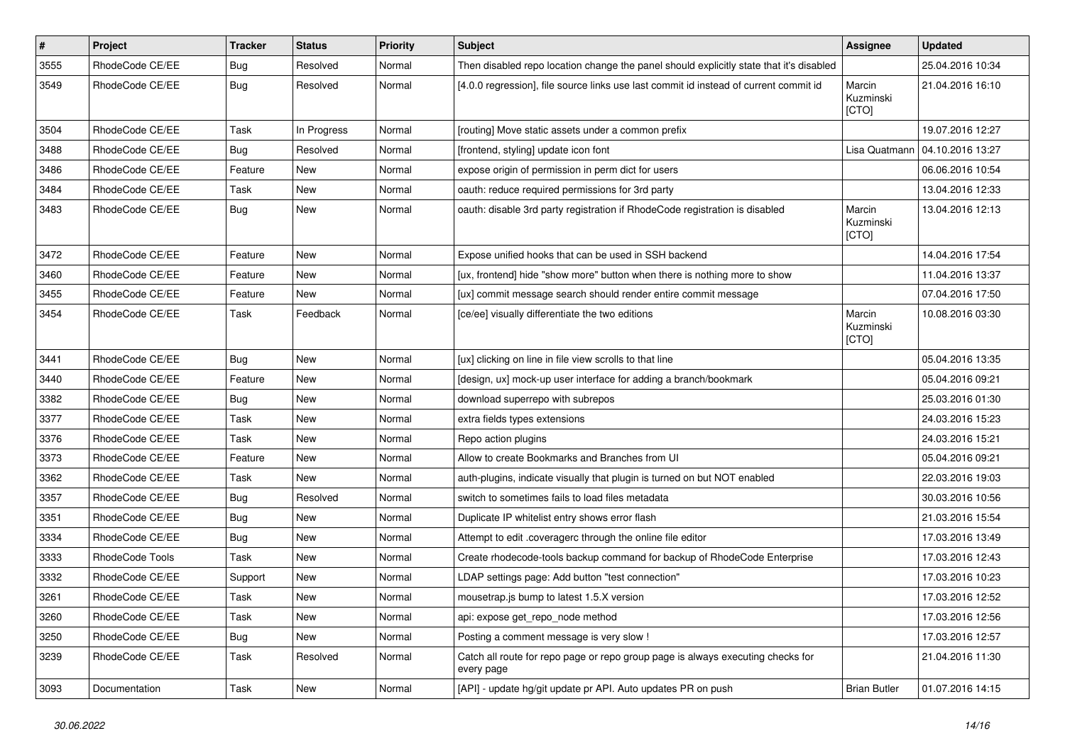| # | Project | Tracker | Status | Priority | Subject | Assignee | Updated |
|---|---|---|---|---|---|---|---|
| 3555 | RhodeCode CE/EE | Bug | Resolved | Normal | Then disabled repo location change the panel should explicitly state that it's disabled | | 25.04.2016 10:34 |
| 3549 | RhodeCode CE/EE | Bug | Resolved | Normal | [4.0.0 regression], file source links use last commit id instead of current commit id | Marcin Kuzminski [CTO] | 21.04.2016 16:10 |
| 3504 | RhodeCode CE/EE | Task | In Progress | Normal | [routing] Move static assets under a common prefix | | 19.07.2016 12:27 |
| 3488 | RhodeCode CE/EE | Bug | Resolved | Normal | [frontend, styling] update icon font | Lisa Quatmann | 04.10.2016 13:27 |
| 3486 | RhodeCode CE/EE | Feature | New | Normal | expose origin of permission in perm dict for users | | 06.06.2016 10:54 |
| 3484 | RhodeCode CE/EE | Task | New | Normal | oauth: reduce required permissions for 3rd party | | 13.04.2016 12:33 |
| 3483 | RhodeCode CE/EE | Bug | New | Normal | oauth: disable 3rd party registration if RhodeCode registration is disabled | Marcin Kuzminski [CTO] | 13.04.2016 12:13 |
| 3472 | RhodeCode CE/EE | Feature | New | Normal | Expose unified hooks that can be used in SSH backend | | 14.04.2016 17:54 |
| 3460 | RhodeCode CE/EE | Feature | New | Normal | [ux, frontend] hide "show more" button when there is nothing more to show | | 11.04.2016 13:37 |
| 3455 | RhodeCode CE/EE | Feature | New | Normal | [ux] commit message search should render entire commit message | | 07.04.2016 17:50 |
| 3454 | RhodeCode CE/EE | Task | Feedback | Normal | [ce/ee] visually differentiate the two editions | Marcin Kuzminski [CTO] | 10.08.2016 03:30 |
| 3441 | RhodeCode CE/EE | Bug | New | Normal | [ux] clicking on line in file view scrolls to that line | | 05.04.2016 13:35 |
| 3440 | RhodeCode CE/EE | Feature | New | Normal | [design, ux] mock-up user interface for adding a branch/bookmark | | 05.04.2016 09:21 |
| 3382 | RhodeCode CE/EE | Bug | New | Normal | download superrepo with subrepos | | 25.03.2016 01:30 |
| 3377 | RhodeCode CE/EE | Task | New | Normal | extra fields types extensions | | 24.03.2016 15:23 |
| 3376 | RhodeCode CE/EE | Task | New | Normal | Repo action plugins | | 24.03.2016 15:21 |
| 3373 | RhodeCode CE/EE | Feature | New | Normal | Allow to create Bookmarks and Branches from UI | | 05.04.2016 09:21 |
| 3362 | RhodeCode CE/EE | Task | New | Normal | auth-plugins, indicate visually that plugin is turned on but NOT enabled | | 22.03.2016 19:03 |
| 3357 | RhodeCode CE/EE | Bug | Resolved | Normal | switch to sometimes fails to load files metadata | | 30.03.2016 10:56 |
| 3351 | RhodeCode CE/EE | Bug | New | Normal | Duplicate IP whitelist entry shows error flash | | 21.03.2016 15:54 |
| 3334 | RhodeCode CE/EE | Bug | New | Normal | Attempt to edit .coveragerc through the online file editor | | 17.03.2016 13:49 |
| 3333 | RhodeCode Tools | Task | New | Normal | Create rhodecode-tools backup command for backup of RhodeCode Enterprise | | 17.03.2016 12:43 |
| 3332 | RhodeCode CE/EE | Support | New | Normal | LDAP settings page: Add button "test connection" | | 17.03.2016 10:23 |
| 3261 | RhodeCode CE/EE | Task | New | Normal | mousetrap.js bump to latest 1.5.X version | | 17.03.2016 12:52 |
| 3260 | RhodeCode CE/EE | Task | New | Normal | api: expose get_repo_node method | | 17.03.2016 12:56 |
| 3250 | RhodeCode CE/EE | Bug | New | Normal | Posting a comment message is very slow ! | | 17.03.2016 12:57 |
| 3239 | RhodeCode CE/EE | Task | Resolved | Normal | Catch all route for repo page or repo group page is always executing checks for every page | | 21.04.2016 11:30 |
| 3093 | Documentation | Task | New | Normal | [API] - update hg/git update pr API. Auto updates PR on push | Brian Butler | 01.07.2016 14:15 |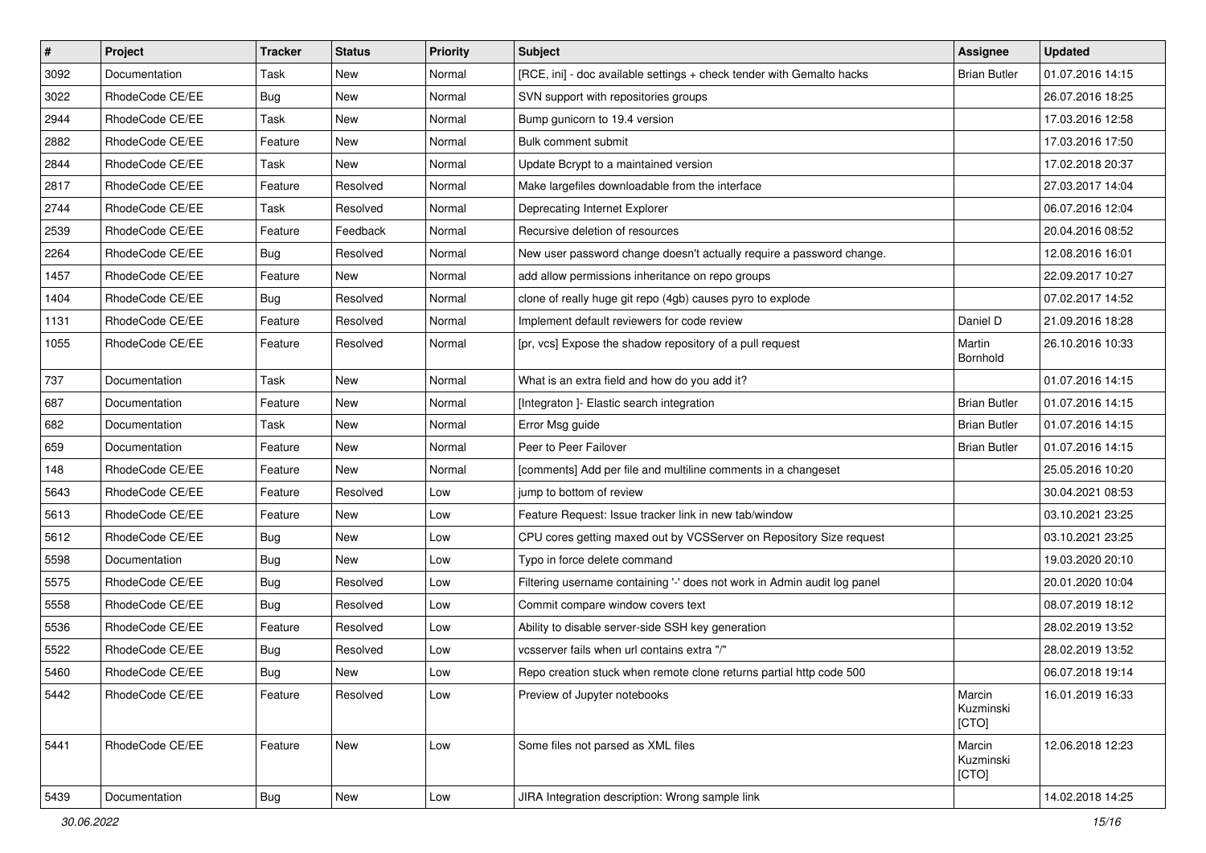| # | Project | Tracker | Status | Priority | Subject | Assignee | Updated |
|---|---|---|---|---|---|---|---|
| 3092 | Documentation | Task | New | Normal | [RCE, ini] - doc available settings + check tender with Gemalto hacks | Brian Butler | 01.07.2016 14:15 |
| 3022 | RhodeCode CE/EE | Bug | New | Normal | SVN support with repositories groups | | 26.07.2016 18:25 |
| 2944 | RhodeCode CE/EE | Task | New | Normal | Bump gunicorn to 19.4 version | | 17.03.2016 12:58 |
| 2882 | RhodeCode CE/EE | Feature | New | Normal | Bulk comment submit | | 17.03.2016 17:50 |
| 2844 | RhodeCode CE/EE | Task | New | Normal | Update Bcrypt to a maintained version | | 17.02.2018 20:37 |
| 2817 | RhodeCode CE/EE | Feature | Resolved | Normal | Make largefiles downloadable from the interface | | 27.03.2017 14:04 |
| 2744 | RhodeCode CE/EE | Task | Resolved | Normal | Deprecating Internet Explorer | | 06.07.2016 12:04 |
| 2539 | RhodeCode CE/EE | Feature | Feedback | Normal | Recursive deletion of resources | | 20.04.2016 08:52 |
| 2264 | RhodeCode CE/EE | Bug | Resolved | Normal | New user password change doesn't actually require a password change. | | 12.08.2016 16:01 |
| 1457 | RhodeCode CE/EE | Feature | New | Normal | add allow permissions inheritance on repo groups | | 22.09.2017 10:27 |
| 1404 | RhodeCode CE/EE | Bug | Resolved | Normal | clone of really huge git repo (4gb) causes pyro to explode | | 07.02.2017 14:52 |
| 1131 | RhodeCode CE/EE | Feature | Resolved | Normal | Implement default reviewers for code review | Daniel D | 21.09.2016 18:28 |
| 1055 | RhodeCode CE/EE | Feature | Resolved | Normal | [pr, vcs] Expose the shadow repository of a pull request | Martin Bornhold | 26.10.2016 10:33 |
| 737 | Documentation | Task | New | Normal | What is an extra field and how do you add it? | | 01.07.2016 14:15 |
| 687 | Documentation | Feature | New | Normal | [Integraton ]- Elastic search integration | Brian Butler | 01.07.2016 14:15 |
| 682 | Documentation | Task | New | Normal | Error Msg guide | Brian Butler | 01.07.2016 14:15 |
| 659 | Documentation | Feature | New | Normal | Peer to Peer Failover | Brian Butler | 01.07.2016 14:15 |
| 148 | RhodeCode CE/EE | Feature | New | Normal | [comments] Add per file and multiline comments in a changeset | | 25.05.2016 10:20 |
| 5643 | RhodeCode CE/EE | Feature | Resolved | Low | jump to bottom of review | | 30.04.2021 08:53 |
| 5613 | RhodeCode CE/EE | Feature | New | Low | Feature Request: Issue tracker link in new tab/window | | 03.10.2021 23:25 |
| 5612 | RhodeCode CE/EE | Bug | New | Low | CPU cores getting maxed out by VCSServer on Repository Size request | | 03.10.2021 23:25 |
| 5598 | Documentation | Bug | New | Low | Typo in force delete command | | 19.03.2020 20:10 |
| 5575 | RhodeCode CE/EE | Bug | Resolved | Low | Filtering username containing '-' does not work in Admin audit log panel | | 20.01.2020 10:04 |
| 5558 | RhodeCode CE/EE | Bug | Resolved | Low | Commit compare window covers text | | 08.07.2019 18:12 |
| 5536 | RhodeCode CE/EE | Feature | Resolved | Low | Ability to disable server-side SSH key generation | | 28.02.2019 13:52 |
| 5522 | RhodeCode CE/EE | Bug | Resolved | Low | vcsserver fails when url contains extra "/" | | 28.02.2019 13:52 |
| 5460 | RhodeCode CE/EE | Bug | New | Low | Repo creation stuck when remote clone returns partial http code 500 | | 06.07.2018 19:14 |
| 5442 | RhodeCode CE/EE | Feature | Resolved | Low | Preview of Jupyter notebooks | Marcin Kuzminski [CTO] | 16.01.2019 16:33 |
| 5441 | RhodeCode CE/EE | Feature | New | Low | Some files not parsed as XML files | Marcin Kuzminski [CTO] | 12.06.2018 12:23 |
| 5439 | Documentation | Bug | New | Low | JIRA Integration description: Wrong sample link | | 14.02.2018 14:25 |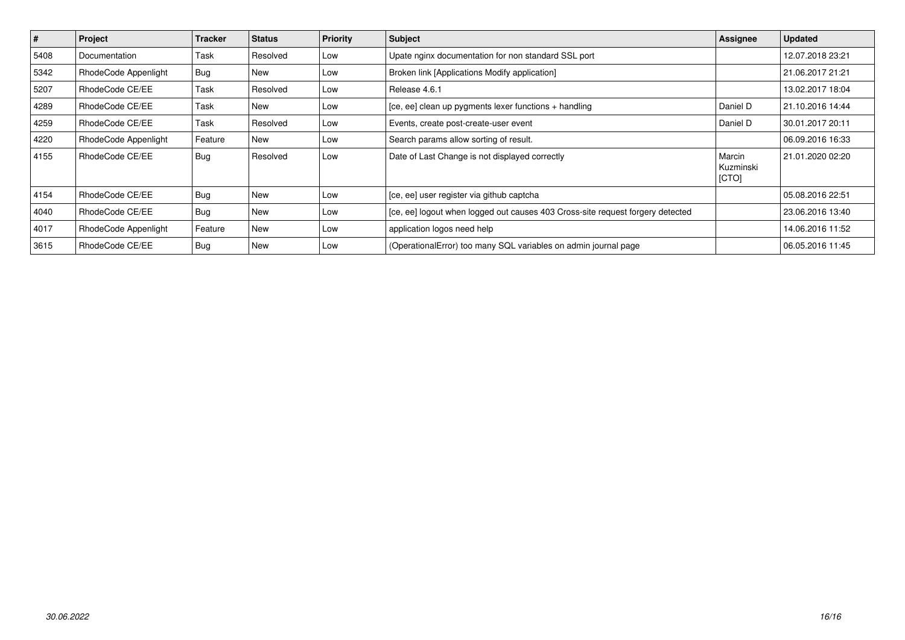| # | Project | Tracker | Status | Priority | Subject | Assignee | Updated |
|---|---|---|---|---|---|---|---|
| 5408 | Documentation | Task | Resolved | Low | Upate nginx documentation for non standard SSL port | | 12.07.2018 23:21 |
| 5342 | RhodeCode Appenlight | Bug | New | Low | Broken link [Applications Modify application] | | 21.06.2017 21:21 |
| 5207 | RhodeCode CE/EE | Task | Resolved | Low | Release 4.6.1 | | 13.02.2017 18:04 |
| 4289 | RhodeCode CE/EE | Task | New | Low | [ce, ee] clean up pygments lexer functions + handling | Daniel D | 21.10.2016 14:44 |
| 4259 | RhodeCode CE/EE | Task | Resolved | Low | Events, create post-create-user event | Daniel D | 30.01.2017 20:11 |
| 4220 | RhodeCode Appenlight | Feature | New | Low | Search params allow sorting of result. | | 06.09.2016 16:33 |
| 4155 | RhodeCode CE/EE | Bug | Resolved | Low | Date of Last Change is not displayed correctly | Marcin Kuzminski [CTO] | 21.01.2020 02:20 |
| 4154 | RhodeCode CE/EE | Bug | New | Low | [ce, ee] user register via github captcha | | 05.08.2016 22:51 |
| 4040 | RhodeCode CE/EE | Bug | New | Low | [ce, ee] logout when logged out causes 403 Cross-site request forgery detected | | 23.06.2016 13:40 |
| 4017 | RhodeCode Appenlight | Feature | New | Low | application logos need help | | 14.06.2016 11:52 |
| 3615 | RhodeCode CE/EE | Bug | New | Low | (OperationalError) too many SQL variables on admin journal page | | 06.05.2016 11:45 |